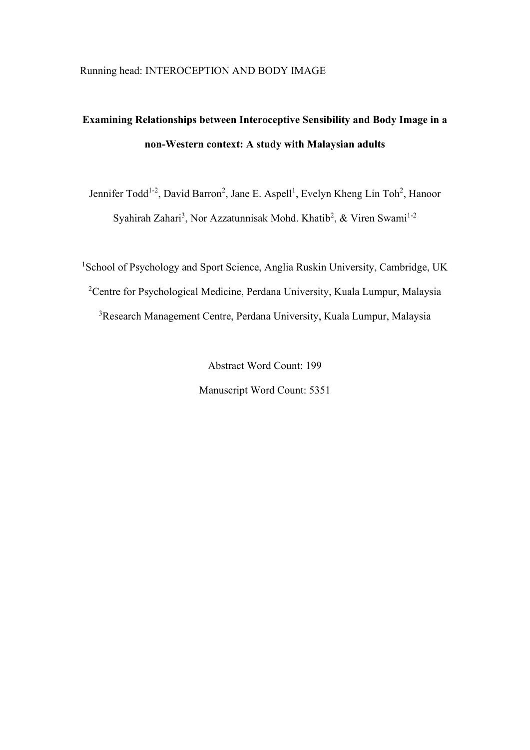# Examining Relationships between Interoceptive Sensibility and Body Image in a non-Western context: A study with Malaysian adults

Jennifer Todd[1-2], David Barron[2], Jane E. Aspell[1], Evelyn Kheng Lin Toh[2], Hanoor Syahirah Zahari[3], Nor Azzatunnisak Mohd. Khatib[2], & Viren Swami[1-2]

[1]School of Psychology and Sport Science, Anglia Ruskin University, Cambridge, UK

[2]Centre for Psychological Medicine, Perdana University, Kuala Lumpur, Malaysia

[3]Research Management Centre, Perdana University, Kuala Lumpur, Malaysia

Abstract Word Count: 199

Manuscript Word Count: 5351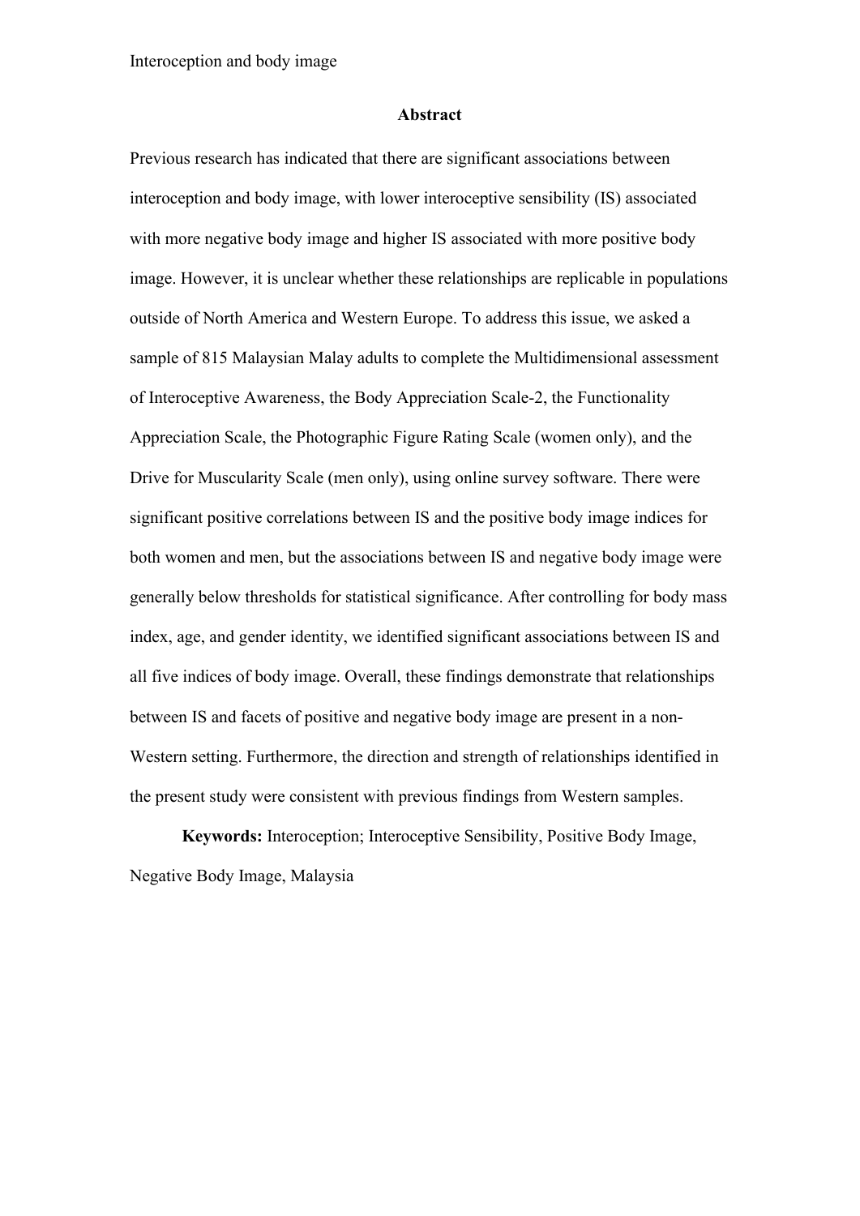## Abstract

Previous research has indicated that there are significant associations between interoception and body image, with lower interoceptive sensibility (IS) associated with more negative body image and higher IS associated with more positive body image. However, it is unclear whether these relationships are replicable in populations outside of North America and Western Europe. To address this issue, we asked a sample of 815 Malaysian Malay adults to complete the Multidimensional assessment of Interoceptive Awareness, the Body Appreciation Scale-2, the Functionality Appreciation Scale, the Photographic Figure Rating Scale (women only), and the Drive for Muscularity Scale (men only), using online survey software. There were significant positive correlations between IS and the positive body image indices for both women and men, but the associations between IS and negative body image were generally below thresholds for statistical significance. After controlling for body mass index, age, and gender identity, we identified significant associations between IS and all five indices of body image. Overall, these findings demonstrate that relationships between IS and facets of positive and negative body image are present in a non-Western setting. Furthermore, the direction and strength of relationships identified in the present study were consistent with previous findings from Western samples.

**Keywords:** Interoception; Interoceptive Sensibility, Positive Body Image, Negative Body Image, Malaysia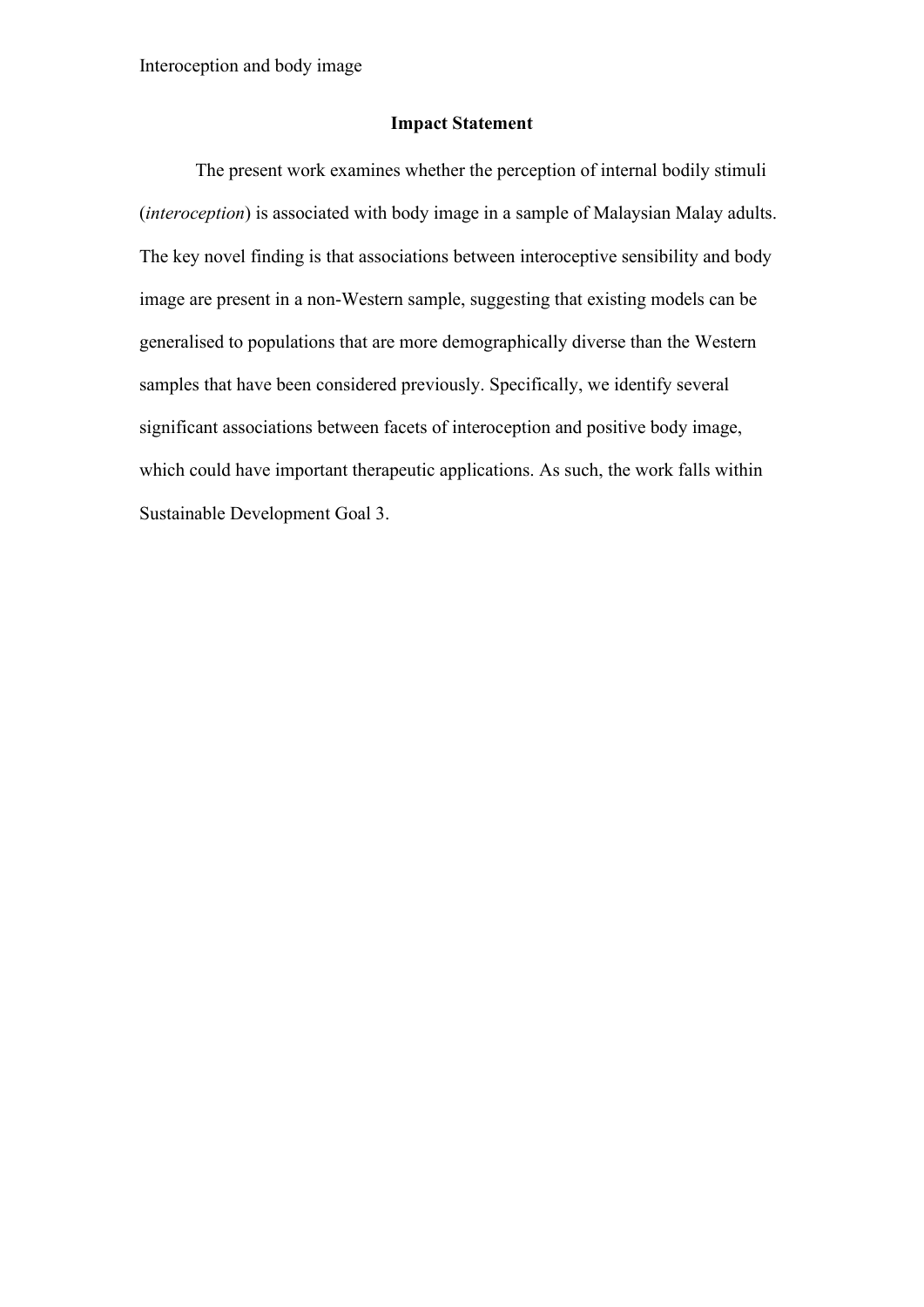## Impact Statement

The present work examines whether the perception of internal bodily stimuli (*interoception*) is associated with body image in a sample of Malaysian Malay adults. The key novel finding is that associations between interoceptive sensibility and body image are present in a non-Western sample, suggesting that existing models can be generalised to populations that are more demographically diverse than the Western samples that have been considered previously. Specifically, we identify several significant associations between facets of interoception and positive body image, which could have important therapeutic applications. As such, the work falls within Sustainable Development Goal 3.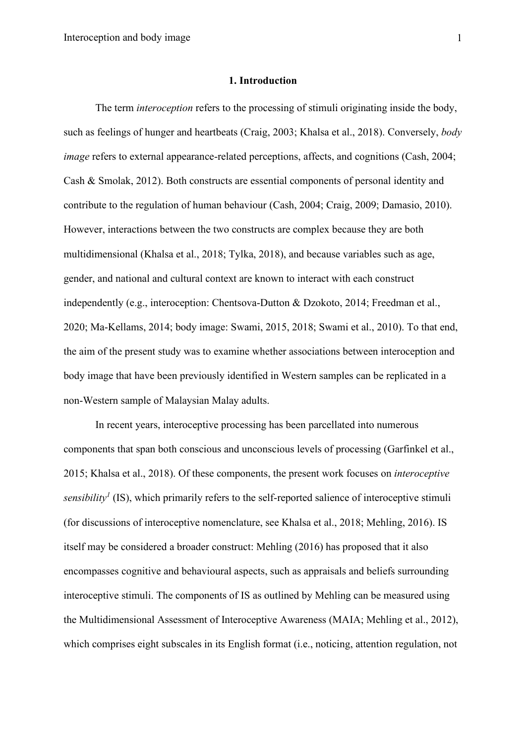# 1. Introduction

The term *interoception* refers to the processing of stimuli originating inside the body, such as feelings of hunger and heartbeats (Craig, 2003; Khalsa et al., 2018). Conversely, *body image* refers to external appearance-related perceptions, affects, and cognitions (Cash, 2004; Cash & Smolak, 2012). Both constructs are essential components of personal identity and contribute to the regulation of human behaviour (Cash, 2004; Craig, 2009; Damasio, 2010). However, interactions between the two constructs are complex because they are both multidimensional (Khalsa et al., 2018; Tylka, 2018), and because variables such as age, gender, and national and cultural context are known to interact with each construct independently (e.g., interoception: Chentsova-Dutton & Dzokoto, 2014; Freedman et al., 2020; Ma-Kellams, 2014; body image: Swami, 2015, 2018; Swami et al., 2010). To that end, the aim of the present study was to examine whether associations between interoception and body image that have been previously identified in Western samples can be replicated in a non-Western sample of Malaysian Malay adults.

In recent years, interoceptive processing has been parcellated into numerous components that span both conscious and unconscious levels of processing (Garfinkel et al., 2015; Khalsa et al., 2018). Of these components, the present work focuses on *interoceptive sensibility*[1] (IS), which primarily refers to the self-reported salience of interoceptive stimuli (for discussions of interoceptive nomenclature, see Khalsa et al., 2018; Mehling, 2016). IS itself may be considered a broader construct: Mehling (2016) has proposed that it also encompasses cognitive and behavioural aspects, such as appraisals and beliefs surrounding interoceptive stimuli. The components of IS as outlined by Mehling can be measured using the Multidimensional Assessment of Interoceptive Awareness (MAIA; Mehling et al., 2012), which comprises eight subscales in its English format (i.e., noticing, attention regulation, not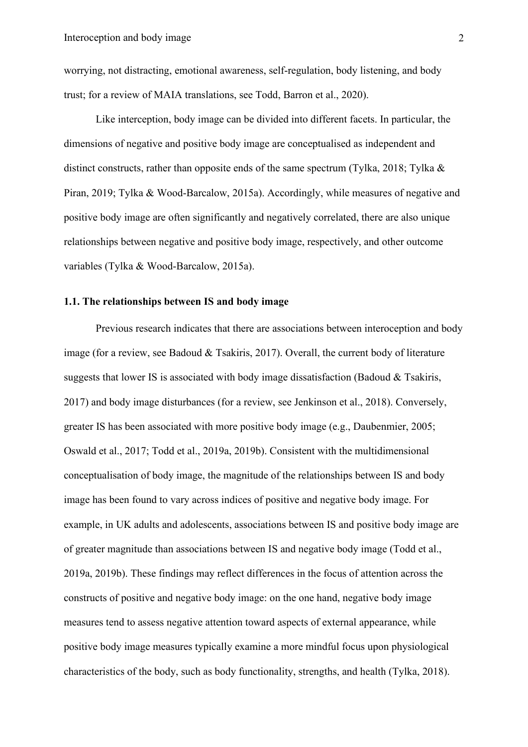worrying, not distracting, emotional awareness, self-regulation, body listening, and body trust; for a review of MAIA translations, see Todd, Barron et al., 2020).

Like interception, body image can be divided into different facets. In particular, the dimensions of negative and positive body image are conceptualised as independent and distinct constructs, rather than opposite ends of the same spectrum (Tylka, 2018; Tylka & Piran, 2019; Tylka & Wood-Barcalow, 2015a). Accordingly, while measures of negative and positive body image are often significantly and negatively correlated, there are also unique relationships between negative and positive body image, respectively, and other outcome variables (Tylka & Wood-Barcalow, 2015a).

### 1.1. The relationships between IS and body image

Previous research indicates that there are associations between interoception and body image (for a review, see Badoud & Tsakiris, 2017). Overall, the current body of literature suggests that lower IS is associated with body image dissatisfaction (Badoud & Tsakiris, 2017) and body image disturbances (for a review, see Jenkinson et al., 2018). Conversely, greater IS has been associated with more positive body image (e.g., Daubenmier, 2005; Oswald et al., 2017; Todd et al., 2019a, 2019b). Consistent with the multidimensional conceptualisation of body image, the magnitude of the relationships between IS and body image has been found to vary across indices of positive and negative body image. For example, in UK adults and adolescents, associations between IS and positive body image are of greater magnitude than associations between IS and negative body image (Todd et al., 2019a, 2019b). These findings may reflect differences in the focus of attention across the constructs of positive and negative body image: on the one hand, negative body image measures tend to assess negative attention toward aspects of external appearance, while positive body image measures typically examine a more mindful focus upon physiological characteristics of the body, such as body functionality, strengths, and health (Tylka, 2018).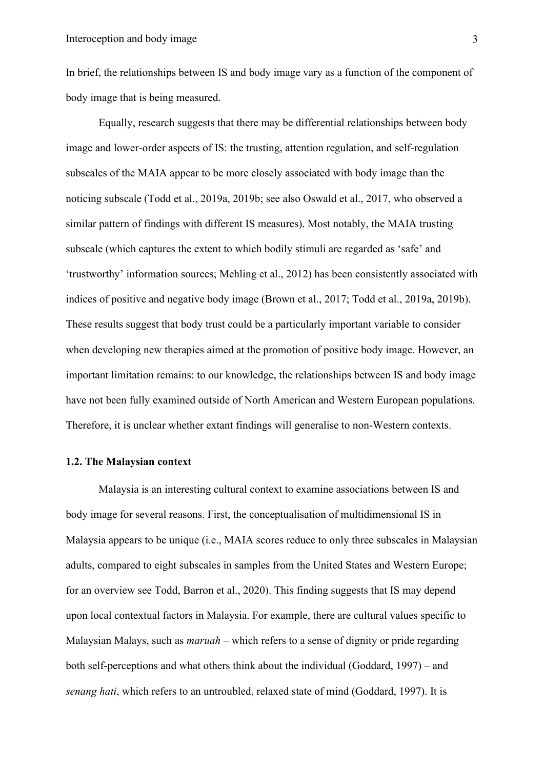In brief, the relationships between IS and body image vary as a function of the component of body image that is being measured.

Equally, research suggests that there may be differential relationships between body image and lower-order aspects of IS: the trusting, attention regulation, and self-regulation subscales of the MAIA appear to be more closely associated with body image than the noticing subscale (Todd et al., 2019a, 2019b; see also Oswald et al., 2017, who observed a similar pattern of findings with different IS measures). Most notably, the MAIA trusting subscale (which captures the extent to which bodily stimuli are regarded as 'safe' and 'trustworthy' information sources; Mehling et al., 2012) has been consistently associated with indices of positive and negative body image (Brown et al., 2017; Todd et al., 2019a, 2019b). These results suggest that body trust could be a particularly important variable to consider when developing new therapies aimed at the promotion of positive body image. However, an important limitation remains: to our knowledge, the relationships between IS and body image have not been fully examined outside of North American and Western European populations. Therefore, it is unclear whether extant findings will generalise to non-Western contexts.

### 1.2. The Malaysian context

Malaysia is an interesting cultural context to examine associations between IS and body image for several reasons. First, the conceptualisation of multidimensional IS in Malaysia appears to be unique (i.e., MAIA scores reduce to only three subscales in Malaysian adults, compared to eight subscales in samples from the United States and Western Europe; for an overview see Todd, Barron et al., 2020). This finding suggests that IS may depend upon local contextual factors in Malaysia. For example, there are cultural values specific to Malaysian Malays, such as *maruah* – which refers to a sense of dignity or pride regarding both self-perceptions and what others think about the individual (Goddard, 1997) – and *senang hati*, which refers to an untroubled, relaxed state of mind (Goddard, 1997). It is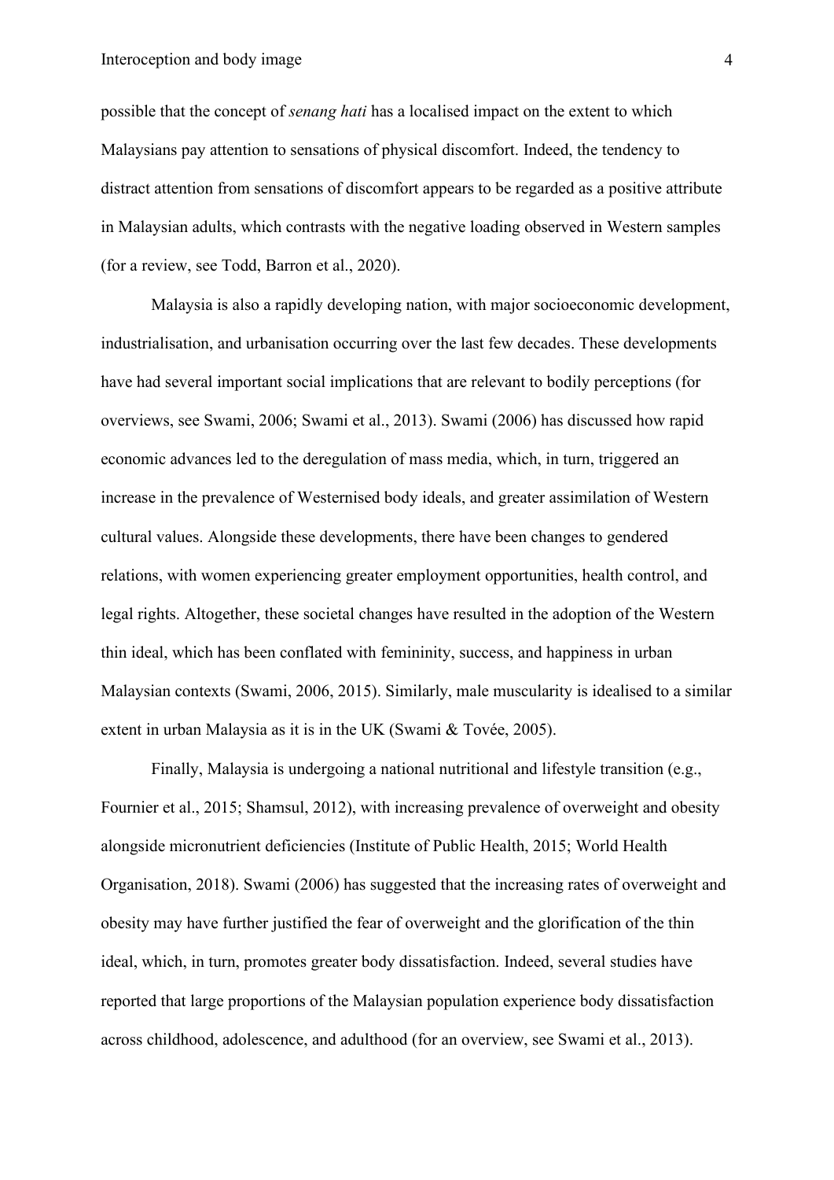possible that the concept of *senang hati* has a localised impact on the extent to which Malaysians pay attention to sensations of physical discomfort. Indeed, the tendency to distract attention from sensations of discomfort appears to be regarded as a positive attribute in Malaysian adults, which contrasts with the negative loading observed in Western samples (for a review, see Todd, Barron et al., 2020).

Malaysia is also a rapidly developing nation, with major socioeconomic development, industrialisation, and urbanisation occurring over the last few decades. These developments have had several important social implications that are relevant to bodily perceptions (for overviews, see Swami, 2006; Swami et al., 2013). Swami (2006) has discussed how rapid economic advances led to the deregulation of mass media, which, in turn, triggered an increase in the prevalence of Westernised body ideals, and greater assimilation of Western cultural values. Alongside these developments, there have been changes to gendered relations, with women experiencing greater employment opportunities, health control, and legal rights. Altogether, these societal changes have resulted in the adoption of the Western thin ideal, which has been conflated with femininity, success, and happiness in urban Malaysian contexts (Swami, 2006, 2015). Similarly, male muscularity is idealised to a similar extent in urban Malaysia as it is in the UK (Swami & Tovée, 2005).

Finally, Malaysia is undergoing a national nutritional and lifestyle transition (e.g., Fournier et al., 2015; Shamsul, 2012), with increasing prevalence of overweight and obesity alongside micronutrient deficiencies (Institute of Public Health, 2015; World Health Organisation, 2018). Swami (2006) has suggested that the increasing rates of overweight and obesity may have further justified the fear of overweight and the glorification of the thin ideal, which, in turn, promotes greater body dissatisfaction. Indeed, several studies have reported that large proportions of the Malaysian population experience body dissatisfaction across childhood, adolescence, and adulthood (for an overview, see Swami et al., 2013).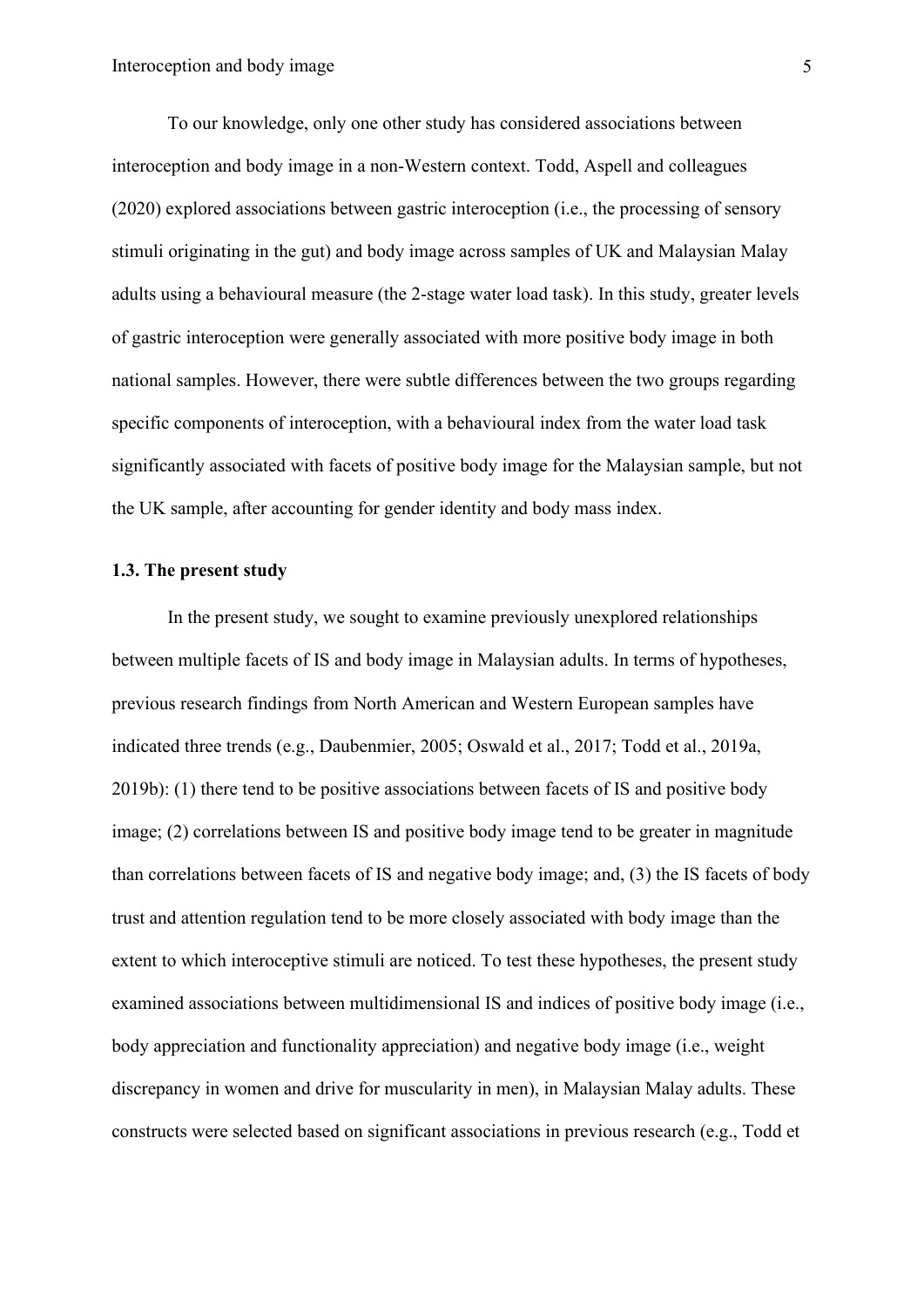To our knowledge, only one other study has considered associations between interoception and body image in a non-Western context. Todd, Aspell and colleagues (2020) explored associations between gastric interoception (i.e., the processing of sensory stimuli originating in the gut) and body image across samples of UK and Malaysian Malay adults using a behavioural measure (the 2-stage water load task). In this study, greater levels of gastric interoception were generally associated with more positive body image in both national samples. However, there were subtle differences between the two groups regarding specific components of interoception, with a behavioural index from the water load task significantly associated with facets of positive body image for the Malaysian sample, but not the UK sample, after accounting for gender identity and body mass index.

### 1.3. The present study

In the present study, we sought to examine previously unexplored relationships between multiple facets of IS and body image in Malaysian adults. In terms of hypotheses, previous research findings from North American and Western European samples have indicated three trends (e.g., Daubenmier, 2005; Oswald et al., 2017; Todd et al., 2019a, 2019b): (1) there tend to be positive associations between facets of IS and positive body image; (2) correlations between IS and positive body image tend to be greater in magnitude than correlations between facets of IS and negative body image; and, (3) the IS facets of body trust and attention regulation tend to be more closely associated with body image than the extent to which interoceptive stimuli are noticed. To test these hypotheses, the present study examined associations between multidimensional IS and indices of positive body image (i.e., body appreciation and functionality appreciation) and negative body image (i.e., weight discrepancy in women and drive for muscularity in men), in Malaysian Malay adults. These constructs were selected based on significant associations in previous research (e.g., Todd et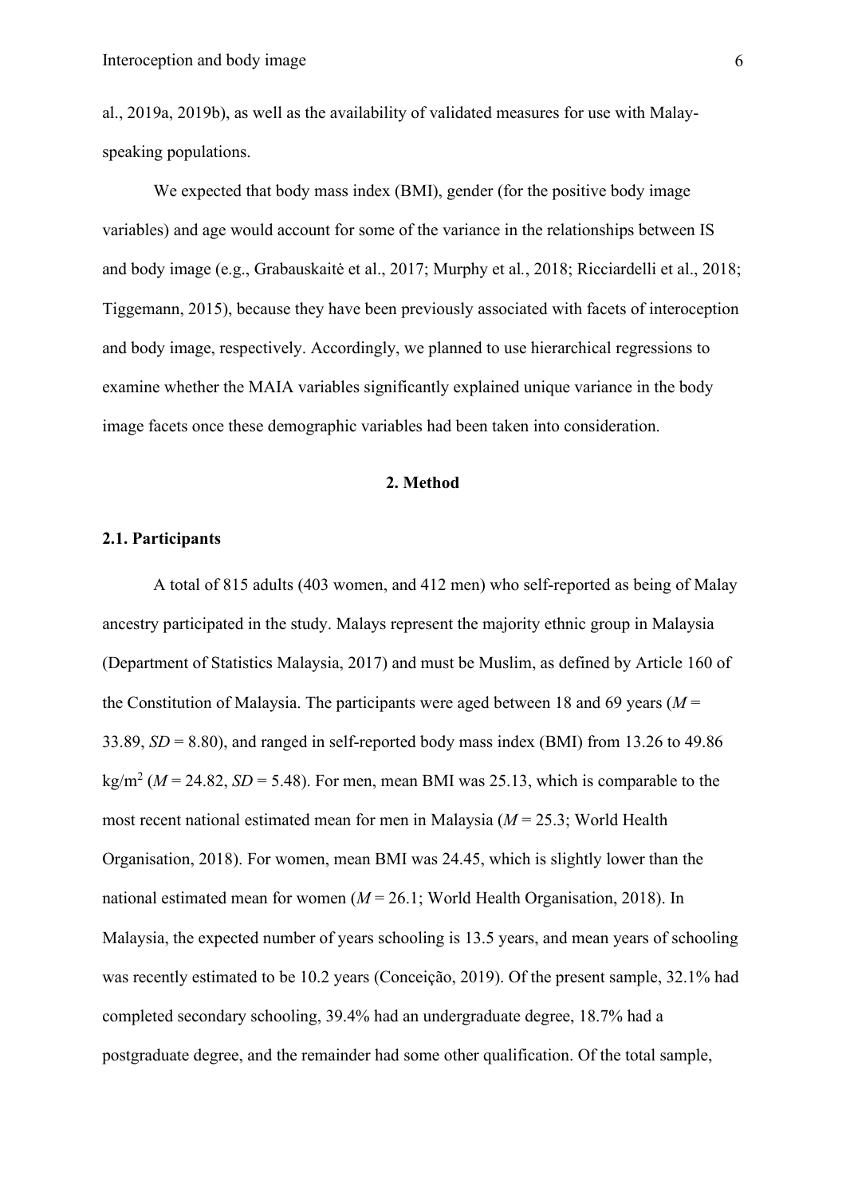al., 2019a, 2019b), as well as the availability of validated measures for use with Malay-speaking populations.

We expected that body mass index (BMI), gender (for the positive body image variables) and age would account for some of the variance in the relationships between IS and body image (e.g., Grabauskaitė et al., 2017; Murphy et al., 2018; Ricciardelli et al., 2018; Tiggemann, 2015), because they have been previously associated with facets of interoception and body image, respectively. Accordingly, we planned to use hierarchical regressions to examine whether the MAIA variables significantly explained unique variance in the body image facets once these demographic variables had been taken into consideration.

## 2. Method

### 2.1. Participants

A total of 815 adults (403 women, and 412 men) who self-reported as being of Malay ancestry participated in the study. Malays represent the majority ethnic group in Malaysia (Department of Statistics Malaysia, 2017) and must be Muslim, as defined by Article 160 of the Constitution of Malaysia. The participants were aged between 18 and 69 years ($M$ = 33.89, $SD$ = 8.80), and ranged in self-reported body mass index (BMI) from 13.26 to 49.86 kg/m$^2$ ($M$ = 24.82, $SD$ = 5.48). For men, mean BMI was 25.13, which is comparable to the most recent national estimated mean for men in Malaysia ($M$ = 25.3; World Health Organisation, 2018). For women, mean BMI was 24.45, which is slightly lower than the national estimated mean for women ($M$ = 26.1; World Health Organisation, 2018). In Malaysia, the expected number of years schooling is 13.5 years, and mean years of schooling was recently estimated to be 10.2 years (Conceição, 2019). Of the present sample, 32.1% had completed secondary schooling, 39.4% had an undergraduate degree, 18.7% had a postgraduate degree, and the remainder had some other qualification. Of the total sample,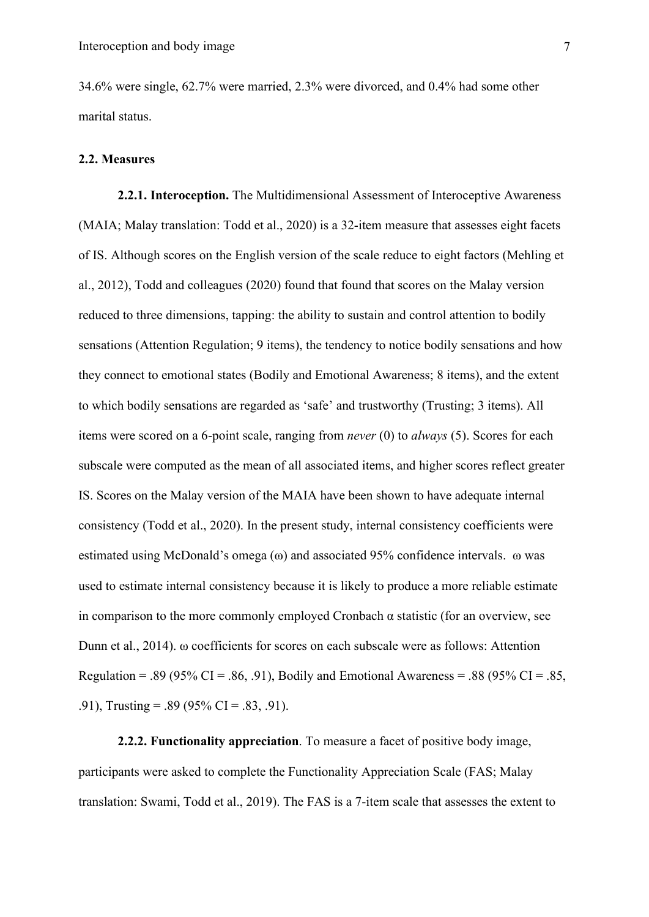34.6% were single, 62.7% were married, 2.3% were divorced, and 0.4% had some other marital status.

### 2.2. Measures

**2.2.1. Interoception.** The Multidimensional Assessment of Interoceptive Awareness (MAIA; Malay translation: Todd et al., 2020) is a 32-item measure that assesses eight facets of IS. Although scores on the English version of the scale reduce to eight factors (Mehling et al., 2012), Todd and colleagues (2020) found that found that scores on the Malay version reduced to three dimensions, tapping: the ability to sustain and control attention to bodily sensations (Attention Regulation; 9 items), the tendency to notice bodily sensations and how they connect to emotional states (Bodily and Emotional Awareness; 8 items), and the extent to which bodily sensations are regarded as 'safe' and trustworthy (Trusting; 3 items). All items were scored on a 6-point scale, ranging from *never* (0) to *always* (5). Scores for each subscale were computed as the mean of all associated items, and higher scores reflect greater IS. Scores on the Malay version of the MAIA have been shown to have adequate internal consistency (Todd et al., 2020). In the present study, internal consistency coefficients were estimated using McDonald's omega (ω) and associated 95% confidence intervals. ω was used to estimate internal consistency because it is likely to produce a more reliable estimate in comparison to the more commonly employed Cronbach α statistic (for an overview, see Dunn et al., 2014). ω coefficients for scores on each subscale were as follows: Attention Regulation = .89 (95% CI = .86, .91), Bodily and Emotional Awareness = .88 (95% CI = .85, .91), Trusting = .89 (95% CI = .83, .91).

**2.2.2. Functionality appreciation**. To measure a facet of positive body image, participants were asked to complete the Functionality Appreciation Scale (FAS; Malay translation: Swami, Todd et al., 2019). The FAS is a 7-item scale that assesses the extent to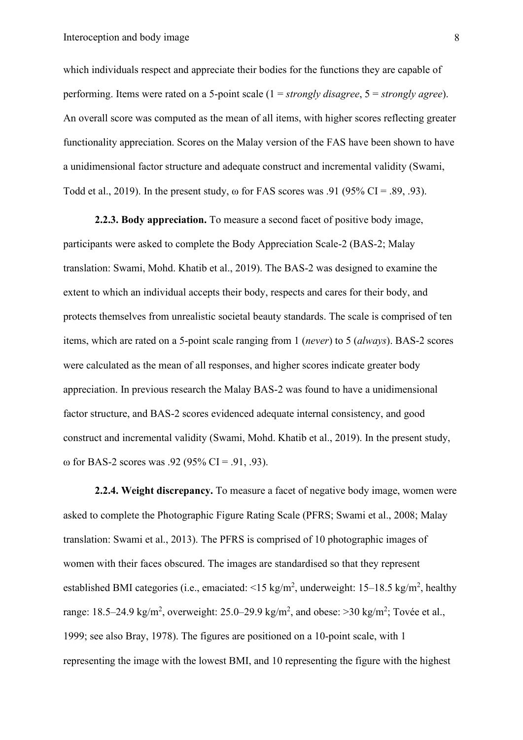which individuals respect and appreciate their bodies for the functions they are capable of performing. Items were rated on a 5-point scale (1 = *strongly disagree*, 5 = *strongly agree*). An overall score was computed as the mean of all items, with higher scores reflecting greater functionality appreciation. Scores on the Malay version of the FAS have been shown to have a unidimensional factor structure and adequate construct and incremental validity (Swami, Todd et al., 2019). In the present study, ω for FAS scores was .91 (95% CI = .89, .93).

**2.2.3. Body appreciation.** To measure a second facet of positive body image, participants were asked to complete the Body Appreciation Scale-2 (BAS-2; Malay translation: Swami, Mohd. Khatib et al., 2019). The BAS-2 was designed to examine the extent to which an individual accepts their body, respects and cares for their body, and protects themselves from unrealistic societal beauty standards. The scale is comprised of ten items, which are rated on a 5-point scale ranging from 1 (*never*) to 5 (*always*). BAS-2 scores were calculated as the mean of all responses, and higher scores indicate greater body appreciation. In previous research the Malay BAS-2 was found to have a unidimensional factor structure, and BAS-2 scores evidenced adequate internal consistency, and good construct and incremental validity (Swami, Mohd. Khatib et al., 2019). In the present study, ω for BAS-2 scores was .92 (95% CI = .91, .93).

**2.2.4. Weight discrepancy.** To measure a facet of negative body image, women were asked to complete the Photographic Figure Rating Scale (PFRS; Swami et al., 2008; Malay translation: Swami et al., 2013). The PFRS is comprised of 10 photographic images of women with their faces obscured. The images are standardised so that they represent established BMI categories (i.e., emaciated: <15 kg/m$^2$, underweight: 15–18.5 kg/m$^2$, healthy range: 18.5–24.9 kg/m$^2$, overweight: 25.0–29.9 kg/m$^2$, and obese: >30 kg/m$^2$; Tovée et al., 1999; see also Bray, 1978). The figures are positioned on a 10-point scale, with 1 representing the image with the lowest BMI, and 10 representing the figure with the highest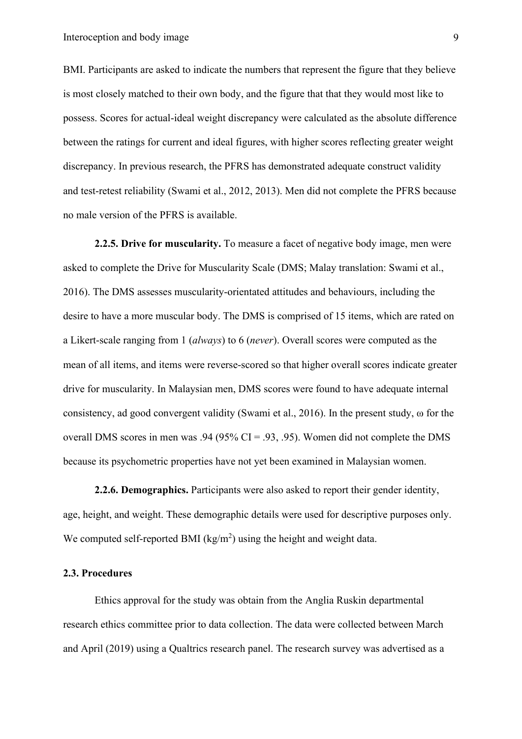BMI. Participants are asked to indicate the numbers that represent the figure that they believe is most closely matched to their own body, and the figure that that they would most like to possess. Scores for actual-ideal weight discrepancy were calculated as the absolute difference between the ratings for current and ideal figures, with higher scores reflecting greater weight discrepancy. In previous research, the PFRS has demonstrated adequate construct validity and test-retest reliability (Swami et al., 2012, 2013). Men did not complete the PFRS because no male version of the PFRS is available.

**2.2.5. Drive for muscularity.** To measure a facet of negative body image, men were asked to complete the Drive for Muscularity Scale (DMS; Malay translation: Swami et al., 2016). The DMS assesses muscularity-orientated attitudes and behaviours, including the desire to have a more muscular body. The DMS is comprised of 15 items, which are rated on a Likert-scale ranging from 1 (*always*) to 6 (*never*). Overall scores were computed as the mean of all items, and items were reverse-scored so that higher overall scores indicate greater drive for muscularity. In Malaysian men, DMS scores were found to have adequate internal consistency, ad good convergent validity (Swami et al., 2016). In the present study, ω for the overall DMS scores in men was .94 (95% CI = .93, .95). Women did not complete the DMS because its psychometric properties have not yet been examined in Malaysian women.

**2.2.6. Demographics.** Participants were also asked to report their gender identity, age, height, and weight. These demographic details were used for descriptive purposes only. We computed self-reported BMI ($kg/m^2$) using the height and weight data.

### 2.3. Procedures

Ethics approval for the study was obtain from the Anglia Ruskin departmental research ethics committee prior to data collection. The data were collected between March and April (2019) using a Qualtrics research panel. The research survey was advertised as a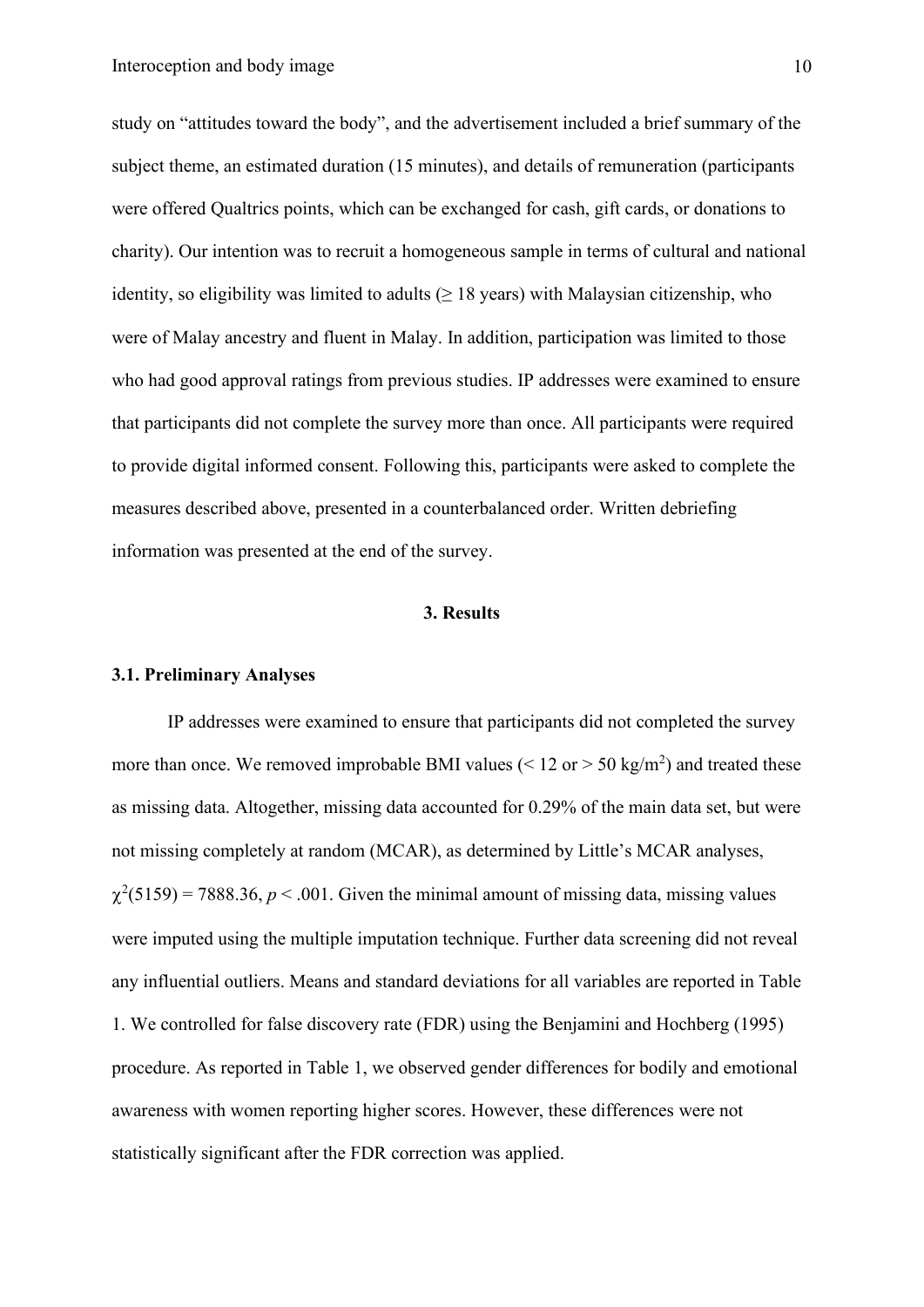study on "attitudes toward the body", and the advertisement included a brief summary of the subject theme, an estimated duration (15 minutes), and details of remuneration (participants were offered Qualtrics points, which can be exchanged for cash, gift cards, or donations to charity). Our intention was to recruit a homogeneous sample in terms of cultural and national identity, so eligibility was limited to adults (≥ 18 years) with Malaysian citizenship, who were of Malay ancestry and fluent in Malay. In addition, participation was limited to those who had good approval ratings from previous studies. IP addresses were examined to ensure that participants did not complete the survey more than once. All participants were required to provide digital informed consent. Following this, participants were asked to complete the measures described above, presented in a counterbalanced order. Written debriefing information was presented at the end of the survey.

## 3. Results

### 3.1. Preliminary Analyses

IP addresses were examined to ensure that participants did not completed the survey more than once. We removed improbable BMI values (< 12 or > 50 kg/m$^2$) and treated these as missing data. Altogether, missing data accounted for 0.29% of the main data set, but were not missing completely at random (MCAR), as determined by Little's MCAR analyses, $\chi^2(5159) = 7888.36$, $p < .001$. Given the minimal amount of missing data, missing values were imputed using the multiple imputation technique. Further data screening did not reveal any influential outliers. Means and standard deviations for all variables are reported in Table 1. We controlled for false discovery rate (FDR) using the Benjamini and Hochberg (1995) procedure. As reported in Table 1, we observed gender differences for bodily and emotional awareness with women reporting higher scores. However, these differences were not statistically significant after the FDR correction was applied.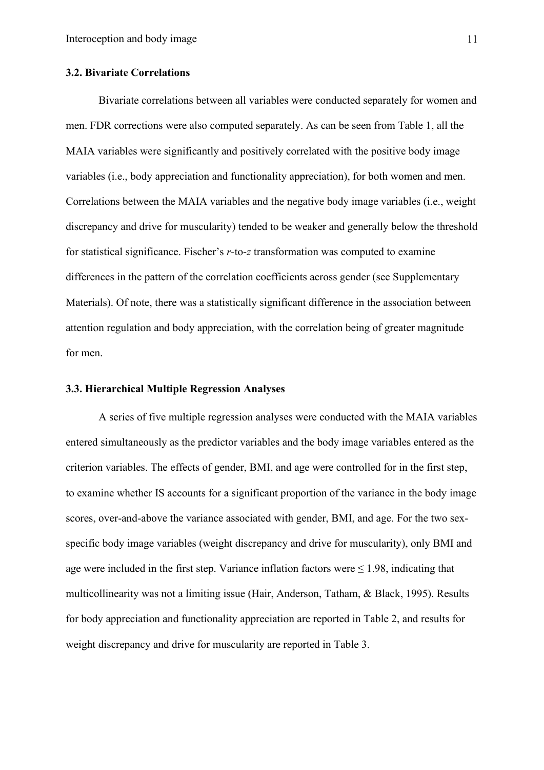### 3.2. Bivariate Correlations

Bivariate correlations between all variables were conducted separately for women and men. FDR corrections were also computed separately. As can be seen from Table 1, all the MAIA variables were significantly and positively correlated with the positive body image variables (i.e., body appreciation and functionality appreciation), for both women and men. Correlations between the MAIA variables and the negative body image variables (i.e., weight discrepancy and drive for muscularity) tended to be weaker and generally below the threshold for statistical significance. Fischer's $r$-to-$z$ transformation was computed to examine differences in the pattern of the correlation coefficients across gender (see Supplementary Materials). Of note, there was a statistically significant difference in the association between attention regulation and body appreciation, with the correlation being of greater magnitude for men.

### 3.3. Hierarchical Multiple Regression Analyses

A series of five multiple regression analyses were conducted with the MAIA variables entered simultaneously as the predictor variables and the body image variables entered as the criterion variables. The effects of gender, BMI, and age were controlled for in the first step, to examine whether IS accounts for a significant proportion of the variance in the body image scores, over-and-above the variance associated with gender, BMI, and age. For the two sex-specific body image variables (weight discrepancy and drive for muscularity), only BMI and age were included in the first step. Variance inflation factors were $\leq 1.98$, indicating that multicollinearity was not a limiting issue (Hair, Anderson, Tatham, & Black, 1995). Results for body appreciation and functionality appreciation are reported in Table 2, and results for weight discrepancy and drive for muscularity are reported in Table 3.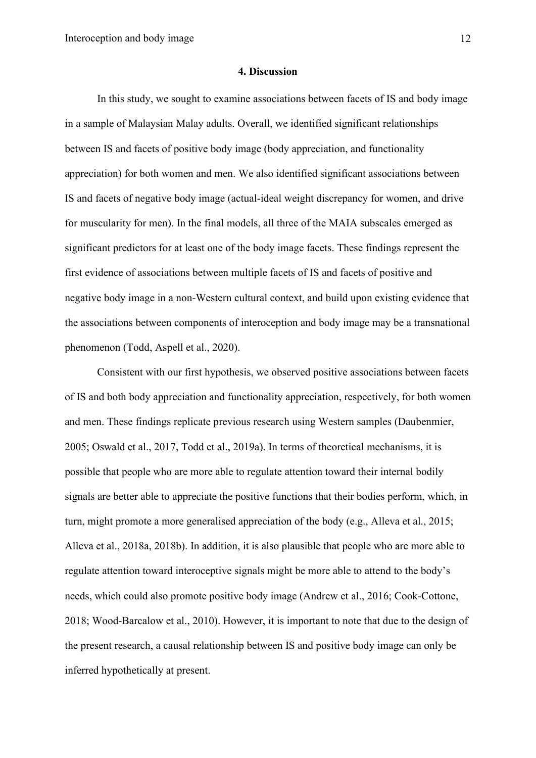## 4. Discussion

In this study, we sought to examine associations between facets of IS and body image in a sample of Malaysian Malay adults. Overall, we identified significant relationships between IS and facets of positive body image (body appreciation, and functionality appreciation) for both women and men. We also identified significant associations between IS and facets of negative body image (actual-ideal weight discrepancy for women, and drive for muscularity for men). In the final models, all three of the MAIA subscales emerged as significant predictors for at least one of the body image facets. These findings represent the first evidence of associations between multiple facets of IS and facets of positive and negative body image in a non-Western cultural context, and build upon existing evidence that the associations between components of interoception and body image may be a transnational phenomenon (Todd, Aspell et al., 2020).

Consistent with our first hypothesis, we observed positive associations between facets of IS and both body appreciation and functionality appreciation, respectively, for both women and men. These findings replicate previous research using Western samples (Daubenmier, 2005; Oswald et al., 2017, Todd et al., 2019a). In terms of theoretical mechanisms, it is possible that people who are more able to regulate attention toward their internal bodily signals are better able to appreciate the positive functions that their bodies perform, which, in turn, might promote a more generalised appreciation of the body (e.g., Alleva et al., 2015; Alleva et al., 2018a, 2018b). In addition, it is also plausible that people who are more able to regulate attention toward interoceptive signals might be more able to attend to the body's needs, which could also promote positive body image (Andrew et al., 2016; Cook-Cottone, 2018; Wood-Barcalow et al., 2010). However, it is important to note that due to the design of the present research, a causal relationship between IS and positive body image can only be inferred hypothetically at present.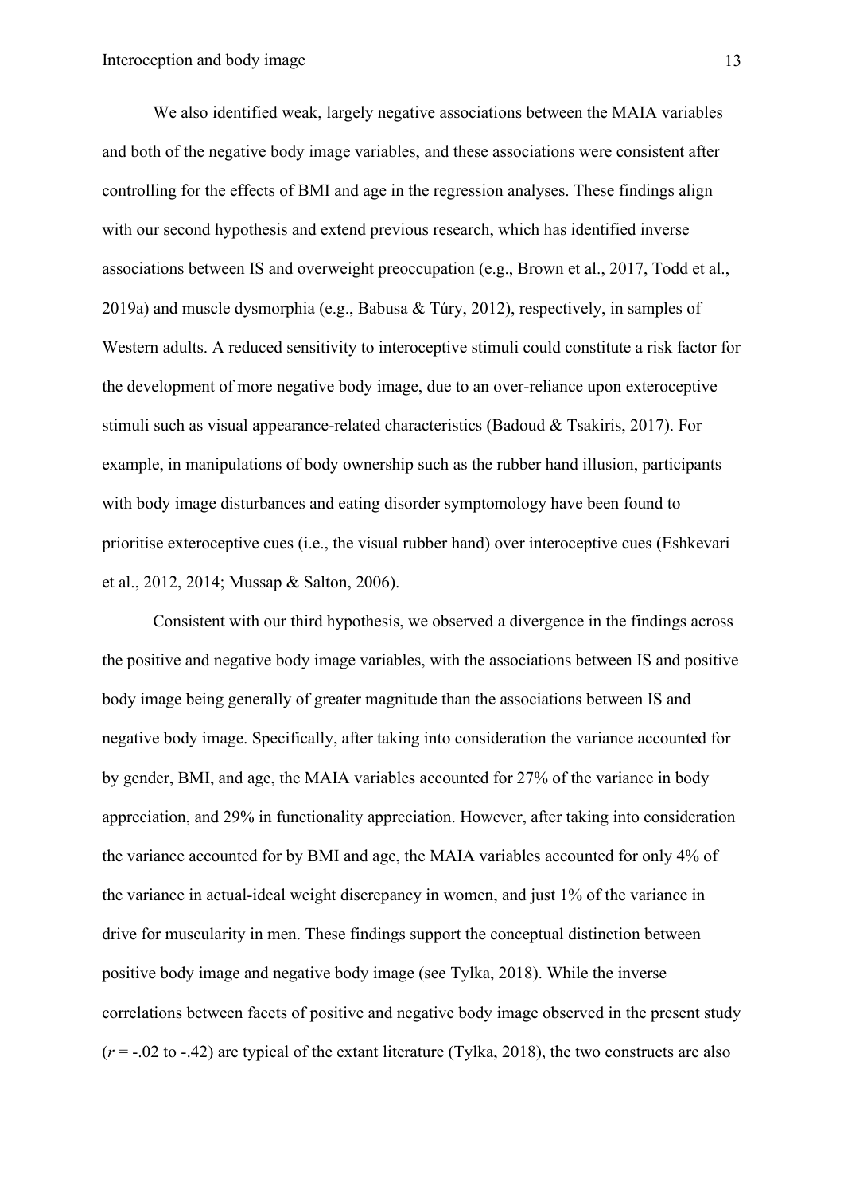We also identified weak, largely negative associations between the MAIA variables and both of the negative body image variables, and these associations were consistent after controlling for the effects of BMI and age in the regression analyses. These findings align with our second hypothesis and extend previous research, which has identified inverse associations between IS and overweight preoccupation (e.g., Brown et al., 2017, Todd et al., 2019a) and muscle dysmorphia (e.g., Babusa & Túry, 2012), respectively, in samples of Western adults. A reduced sensitivity to interoceptive stimuli could constitute a risk factor for the development of more negative body image, due to an over-reliance upon exteroceptive stimuli such as visual appearance-related characteristics (Badoud & Tsakiris, 2017). For example, in manipulations of body ownership such as the rubber hand illusion, participants with body image disturbances and eating disorder symptomology have been found to prioritise exteroceptive cues (i.e., the visual rubber hand) over interoceptive cues (Eshkevari et al., 2012, 2014; Mussap & Salton, 2006).

Consistent with our third hypothesis, we observed a divergence in the findings across the positive and negative body image variables, with the associations between IS and positive body image being generally of greater magnitude than the associations between IS and negative body image. Specifically, after taking into consideration the variance accounted for by gender, BMI, and age, the MAIA variables accounted for 27% of the variance in body appreciation, and 29% in functionality appreciation. However, after taking into consideration the variance accounted for by BMI and age, the MAIA variables accounted for only 4% of the variance in actual-ideal weight discrepancy in women, and just 1% of the variance in drive for muscularity in men. These findings support the conceptual distinction between positive body image and negative body image (see Tylka, 2018). While the inverse correlations between facets of positive and negative body image observed in the present study ($r$ = -.02 to -.42) are typical of the extant literature (Tylka, 2018), the two constructs are also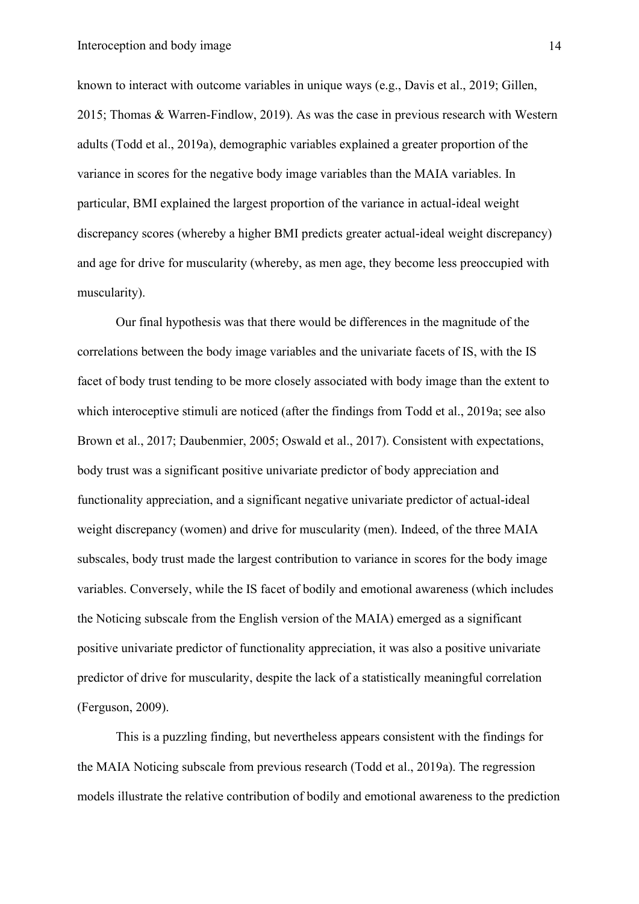known to interact with outcome variables in unique ways (e.g., Davis et al., 2019; Gillen, 2015; Thomas & Warren-Findlow, 2019). As was the case in previous research with Western adults (Todd et al., 2019a), demographic variables explained a greater proportion of the variance in scores for the negative body image variables than the MAIA variables. In particular, BMI explained the largest proportion of the variance in actual-ideal weight discrepancy scores (whereby a higher BMI predicts greater actual-ideal weight discrepancy) and age for drive for muscularity (whereby, as men age, they become less preoccupied with muscularity).

Our final hypothesis was that there would be differences in the magnitude of the correlations between the body image variables and the univariate facets of IS, with the IS facet of body trust tending to be more closely associated with body image than the extent to which interoceptive stimuli are noticed (after the findings from Todd et al., 2019a; see also Brown et al., 2017; Daubenmier, 2005; Oswald et al., 2017). Consistent with expectations, body trust was a significant positive univariate predictor of body appreciation and functionality appreciation, and a significant negative univariate predictor of actual-ideal weight discrepancy (women) and drive for muscularity (men). Indeed, of the three MAIA subscales, body trust made the largest contribution to variance in scores for the body image variables. Conversely, while the IS facet of bodily and emotional awareness (which includes the Noticing subscale from the English version of the MAIA) emerged as a significant positive univariate predictor of functionality appreciation, it was also a positive univariate predictor of drive for muscularity, despite the lack of a statistically meaningful correlation (Ferguson, 2009).

This is a puzzling finding, but nevertheless appears consistent with the findings for the MAIA Noticing subscale from previous research (Todd et al., 2019a). The regression models illustrate the relative contribution of bodily and emotional awareness to the prediction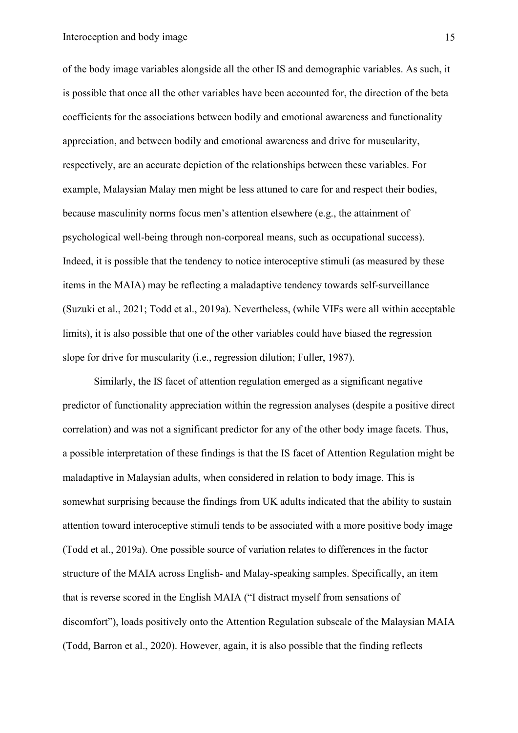of the body image variables alongside all the other IS and demographic variables. As such, it is possible that once all the other variables have been accounted for, the direction of the beta coefficients for the associations between bodily and emotional awareness and functionality appreciation, and between bodily and emotional awareness and drive for muscularity, respectively, are an accurate depiction of the relationships between these variables. For example, Malaysian Malay men might be less attuned to care for and respect their bodies, because masculinity norms focus men's attention elsewhere (e.g., the attainment of psychological well-being through non-corporeal means, such as occupational success). Indeed, it is possible that the tendency to notice interoceptive stimuli (as measured by these items in the MAIA) may be reflecting a maladaptive tendency towards self-surveillance (Suzuki et al., 2021; Todd et al., 2019a). Nevertheless, (while VIFs were all within acceptable limits), it is also possible that one of the other variables could have biased the regression slope for drive for muscularity (i.e., regression dilution; Fuller, 1987).

Similarly, the IS facet of attention regulation emerged as a significant negative predictor of functionality appreciation within the regression analyses (despite a positive direct correlation) and was not a significant predictor for any of the other body image facets. Thus, a possible interpretation of these findings is that the IS facet of Attention Regulation might be maladaptive in Malaysian adults, when considered in relation to body image. This is somewhat surprising because the findings from UK adults indicated that the ability to sustain attention toward interoceptive stimuli tends to be associated with a more positive body image (Todd et al., 2019a). One possible source of variation relates to differences in the factor structure of the MAIA across English- and Malay-speaking samples. Specifically, an item that is reverse scored in the English MAIA ("I distract myself from sensations of discomfort"), loads positively onto the Attention Regulation subscale of the Malaysian MAIA (Todd, Barron et al., 2020). However, again, it is also possible that the finding reflects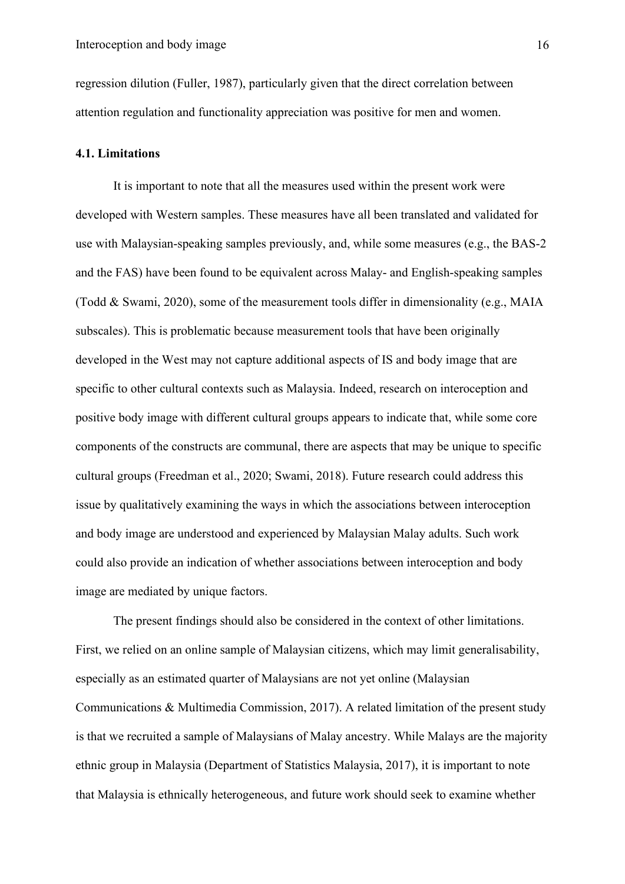regression dilution (Fuller, 1987), particularly given that the direct correlation between attention regulation and functionality appreciation was positive for men and women.

### 4.1. Limitations

It is important to note that all the measures used within the present work were developed with Western samples. These measures have all been translated and validated for use with Malaysian-speaking samples previously, and, while some measures (e.g., the BAS-2 and the FAS) have been found to be equivalent across Malay- and English-speaking samples (Todd & Swami, 2020), some of the measurement tools differ in dimensionality (e.g., MAIA subscales). This is problematic because measurement tools that have been originally developed in the West may not capture additional aspects of IS and body image that are specific to other cultural contexts such as Malaysia. Indeed, research on interoception and positive body image with different cultural groups appears to indicate that, while some core components of the constructs are communal, there are aspects that may be unique to specific cultural groups (Freedman et al., 2020; Swami, 2018). Future research could address this issue by qualitatively examining the ways in which the associations between interoception and body image are understood and experienced by Malaysian Malay adults. Such work could also provide an indication of whether associations between interoception and body image are mediated by unique factors.

The present findings should also be considered in the context of other limitations. First, we relied on an online sample of Malaysian citizens, which may limit generalisability, especially as an estimated quarter of Malaysians are not yet online (Malaysian Communications & Multimedia Commission, 2017). A related limitation of the present study is that we recruited a sample of Malaysians of Malay ancestry. While Malays are the majority ethnic group in Malaysia (Department of Statistics Malaysia, 2017), it is important to note that Malaysia is ethnically heterogeneous, and future work should seek to examine whether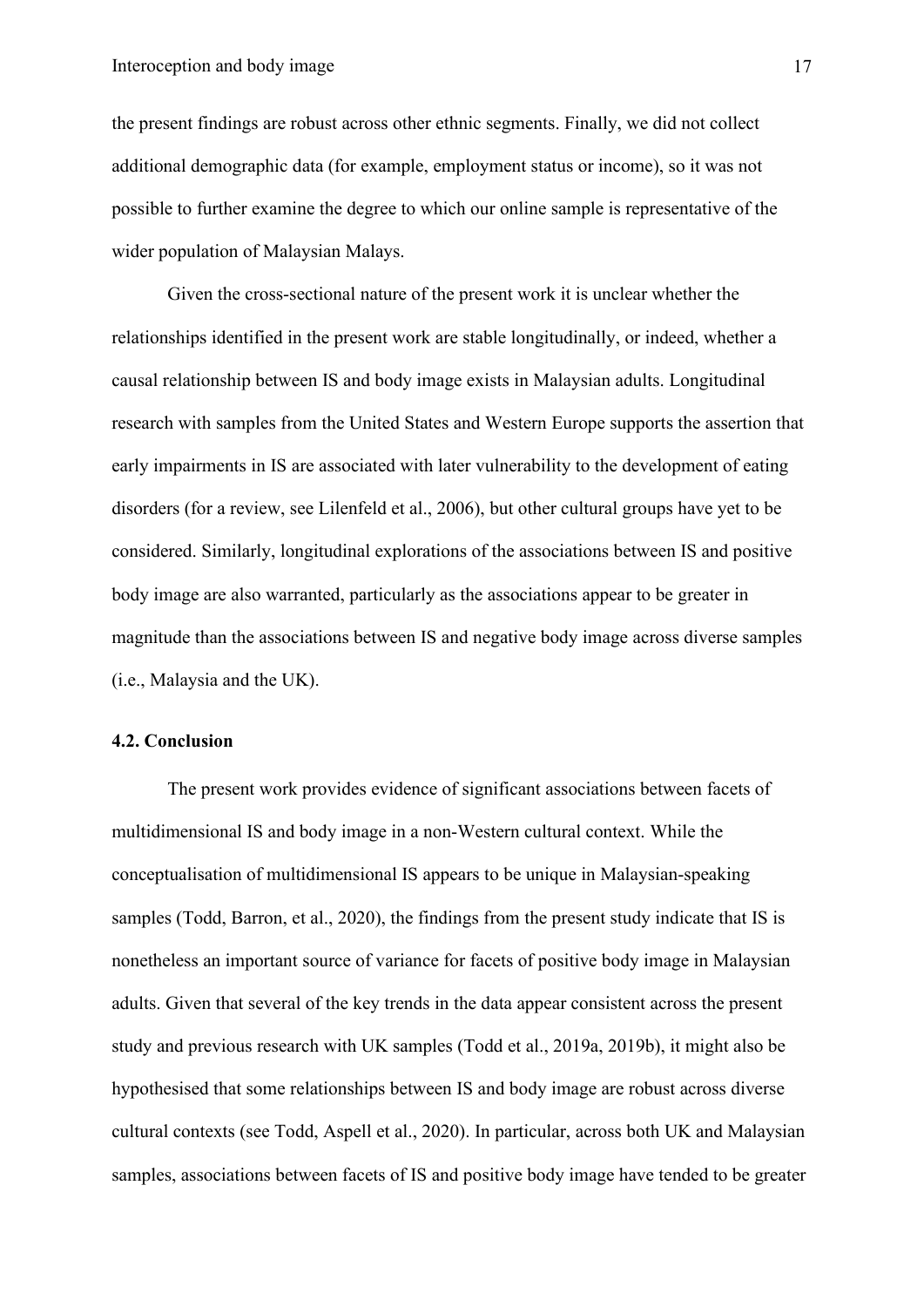the present findings are robust across other ethnic segments. Finally, we did not collect additional demographic data (for example, employment status or income), so it was not possible to further examine the degree to which our online sample is representative of the wider population of Malaysian Malays.

Given the cross-sectional nature of the present work it is unclear whether the relationships identified in the present work are stable longitudinally, or indeed, whether a causal relationship between IS and body image exists in Malaysian adults. Longitudinal research with samples from the United States and Western Europe supports the assertion that early impairments in IS are associated with later vulnerability to the development of eating disorders (for a review, see Lilenfeld et al., 2006), but other cultural groups have yet to be considered. Similarly, longitudinal explorations of the associations between IS and positive body image are also warranted, particularly as the associations appear to be greater in magnitude than the associations between IS and negative body image across diverse samples (i.e., Malaysia and the UK).

### 4.2. Conclusion

The present work provides evidence of significant associations between facets of multidimensional IS and body image in a non-Western cultural context. While the conceptualisation of multidimensional IS appears to be unique in Malaysian-speaking samples (Todd, Barron, et al., 2020), the findings from the present study indicate that IS is nonetheless an important source of variance for facets of positive body image in Malaysian adults. Given that several of the key trends in the data appear consistent across the present study and previous research with UK samples (Todd et al., 2019a, 2019b), it might also be hypothesised that some relationships between IS and body image are robust across diverse cultural contexts (see Todd, Aspell et al., 2020). In particular, across both UK and Malaysian samples, associations between facets of IS and positive body image have tended to be greater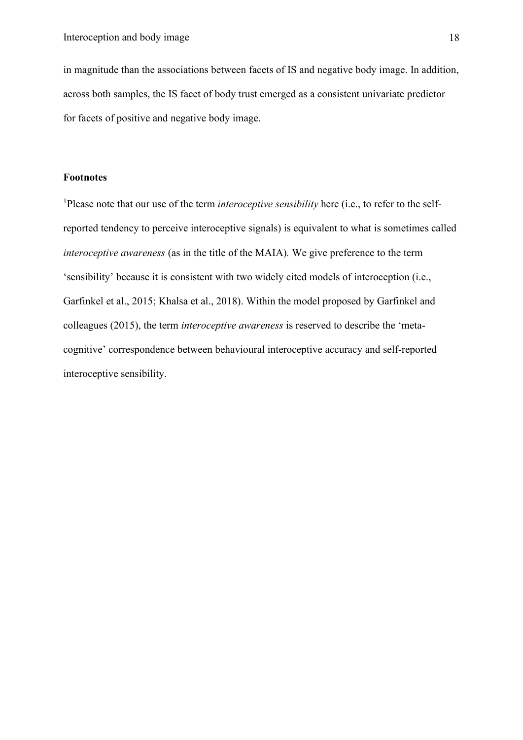in magnitude than the associations between facets of IS and negative body image. In addition, across both samples, the IS facet of body trust emerged as a consistent univariate predictor for facets of positive and negative body image.

## Footnotes

[1]Please note that our use of the term *interoceptive sensibility* here (i.e., to refer to the self-reported tendency to perceive interoceptive signals) is equivalent to what is sometimes called *interoceptive awareness* (as in the title of the MAIA). We give preference to the term 'sensibility' because it is consistent with two widely cited models of interoception (i.e., Garfinkel et al., 2015; Khalsa et al., 2018). Within the model proposed by Garfinkel and colleagues (2015), the term *interoceptive awareness* is reserved to describe the 'meta-cognitive' correspondence between behavioural interoceptive accuracy and self-reported interoceptive sensibility.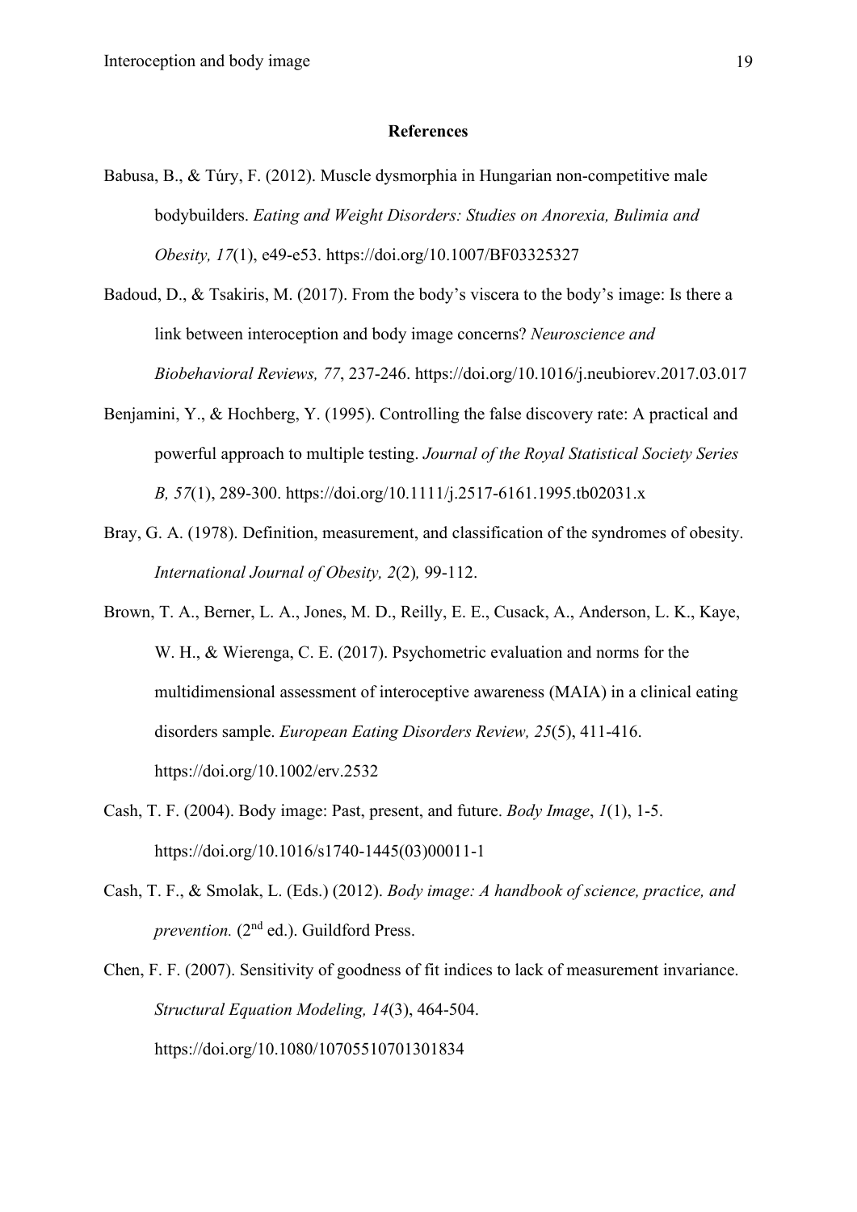**References**

Babusa, B., & Túry, F. (2012). Muscle dysmorphia in Hungarian non-competitive male bodybuilders. *Eating and Weight Disorders: Studies on Anorexia, Bulimia and Obesity, 17*(1), e49-e53. https://doi.org/10.1007/BF03325327

Badoud, D., & Tsakiris, M. (2017). From the body's viscera to the body's image: Is there a link between interoception and body image concerns? *Neuroscience and Biobehavioral Reviews, 77*, 237-246. https://doi.org/10.1016/j.neubiorev.2017.03.017

Benjamini, Y., & Hochberg, Y. (1995). Controlling the false discovery rate: A practical and powerful approach to multiple testing. *Journal of the Royal Statistical Society Series B, 57*(1), 289-300. https://doi.org/10.1111/j.2517-6161.1995.tb02031.x

Bray, G. A. (1978). Definition, measurement, and classification of the syndromes of obesity. *International Journal of Obesity, 2*(2), 99-112.

Brown, T. A., Berner, L. A., Jones, M. D., Reilly, E. E., Cusack, A., Anderson, L. K., Kaye, W. H., & Wierenga, C. E. (2017). Psychometric evaluation and norms for the multidimensional assessment of interoceptive awareness (MAIA) in a clinical eating disorders sample. *European Eating Disorders Review, 25*(5), 411-416. https://doi.org/10.1002/erv.2532

Cash, T. F. (2004). Body image: Past, present, and future. *Body Image*, *1*(1), 1-5. https://doi.org/10.1016/s1740-1445(03)00011-1

Cash, T. F., & Smolak, L. (Eds.) (2012). *Body image: A handbook of science, practice, and prevention.* (2nd ed.). Guildford Press.

Chen, F. F. (2007). Sensitivity of goodness of fit indices to lack of measurement invariance. *Structural Equation Modeling, 14*(3), 464-504. https://doi.org/10.1080/10705510701301834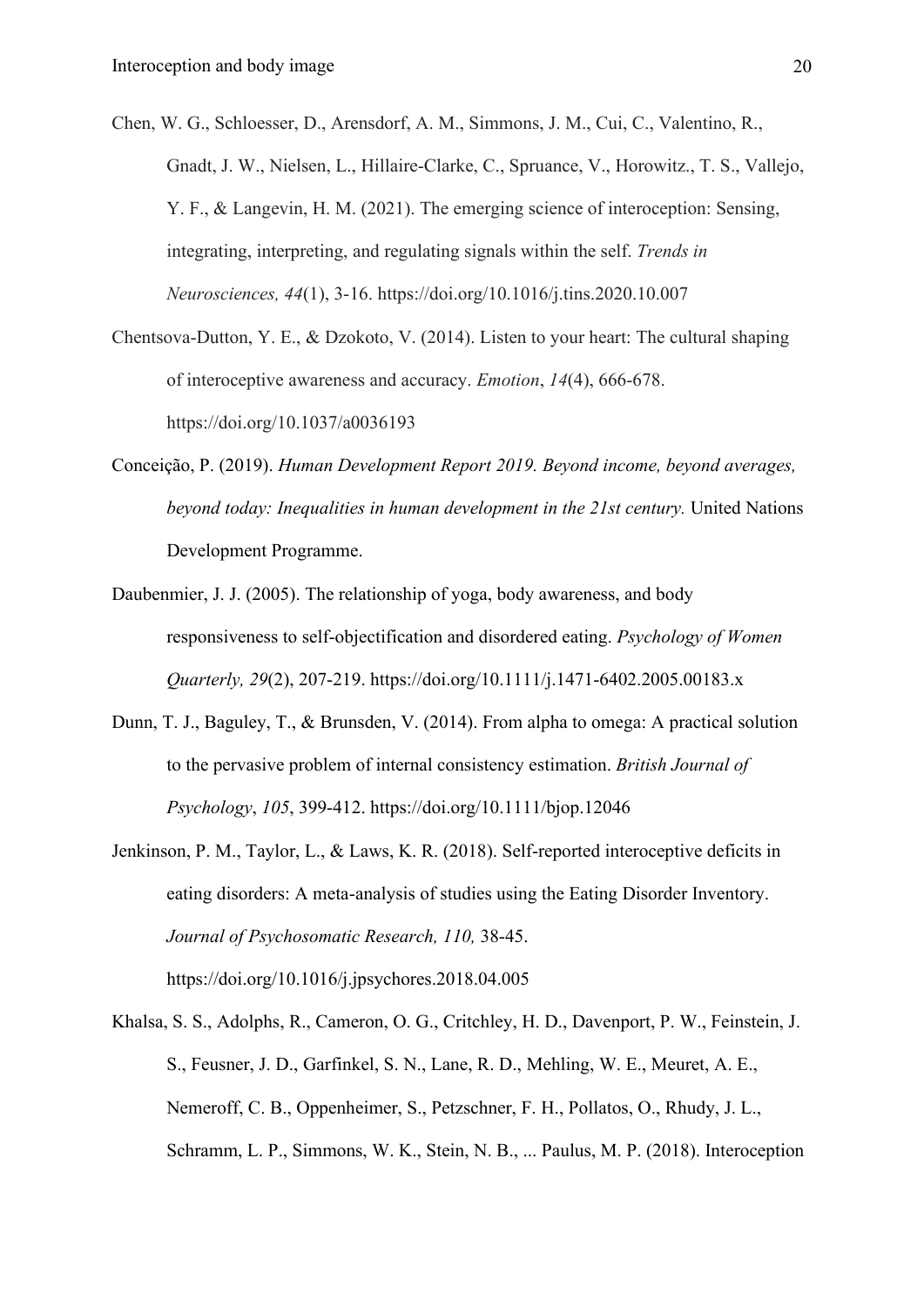Chen, W. G., Schloesser, D., Arensdorf, A. M., Simmons, J. M., Cui, C., Valentino, R., Gnadt, J. W., Nielsen, L., Hillaire-Clarke, C., Spruance, V., Horowitz., T. S., Vallejo, Y. F., & Langevin, H. M. (2021). The emerging science of interoception: Sensing, integrating, interpreting, and regulating signals within the self. *Trends in Neurosciences, 44*(1), 3-16. https://doi.org/10.1016/j.tins.2020.10.007

Chentsova-Dutton, Y. E., & Dzokoto, V. (2014). Listen to your heart: The cultural shaping of interoceptive awareness and accuracy. *Emotion*, *14*(4), 666-678. https://doi.org/10.1037/a0036193

Conceição, P. (2019). *Human Development Report 2019. Beyond income, beyond averages, beyond today: Inequalities in human development in the 21st century.* United Nations Development Programme.

Daubenmier, J. J. (2005). The relationship of yoga, body awareness, and body responsiveness to self-objectification and disordered eating. *Psychology of Women Quarterly, 29*(2), 207-219. https://doi.org/10.1111/j.1471-6402.2005.00183.x

Dunn, T. J., Baguley, T., & Brunsden, V. (2014). From alpha to omega: A practical solution to the pervasive problem of internal consistency estimation. *British Journal of Psychology*, *105*, 399-412. https://doi.org/10.1111/bjop.12046

Jenkinson, P. M., Taylor, L., & Laws, K. R. (2018). Self-reported interoceptive deficits in eating disorders: A meta-analysis of studies using the Eating Disorder Inventory. *Journal of Psychosomatic Research, 110,* 38-45. https://doi.org/10.1016/j.jpsychores.2018.04.005

Khalsa, S. S., Adolphs, R., Cameron, O. G., Critchley, H. D., Davenport, P. W., Feinstein, J. S., Feusner, J. D., Garfinkel, S. N., Lane, R. D., Mehling, W. E., Meuret, A. E., Nemeroff, C. B., Oppenheimer, S., Petzschner, F. H., Pollatos, O., Rhudy, J. L., Schramm, L. P., Simmons, W. K., Stein, N. B., ... Paulus, M. P. (2018). Interoception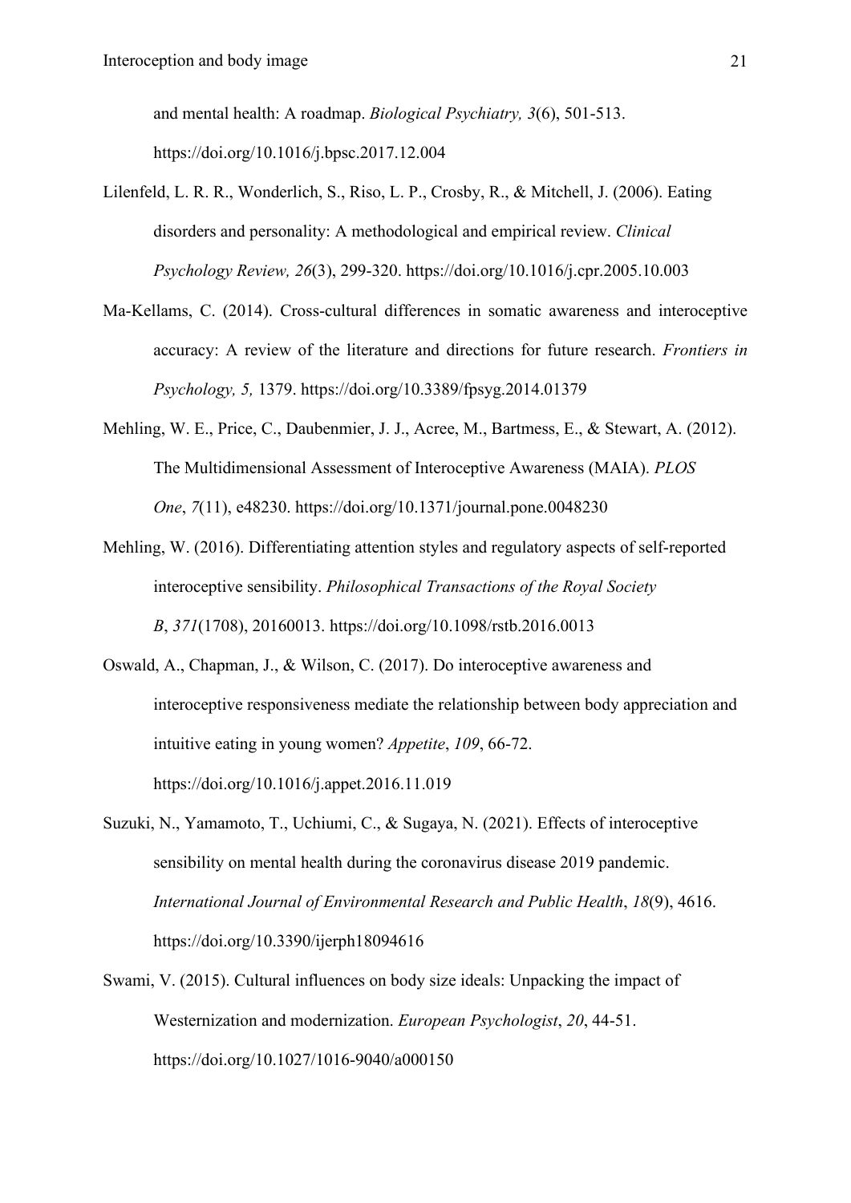and mental health: A roadmap. *Biological Psychiatry, 3*(6), 501-513. https://doi.org/10.1016/j.bpsc.2017.12.004

Lilenfeld, L. R. R., Wonderlich, S., Riso, L. P., Crosby, R., & Mitchell, J. (2006). Eating disorders and personality: A methodological and empirical review. *Clinical Psychology Review, 26*(3), 299-320. https://doi.org/10.1016/j.cpr.2005.10.003

Ma-Kellams, C. (2014). Cross-cultural differences in somatic awareness and interoceptive accuracy: A review of the literature and directions for future research. *Frontiers in Psychology, 5,* 1379. https://doi.org/10.3389/fpsyg.2014.01379

Mehling, W. E., Price, C., Daubenmier, J. J., Acree, M., Bartmess, E., & Stewart, A. (2012). The Multidimensional Assessment of Interoceptive Awareness (MAIA). *PLOS One*, *7*(11), e48230. https://doi.org/10.1371/journal.pone.0048230

Mehling, W. (2016). Differentiating attention styles and regulatory aspects of self-reported interoceptive sensibility. *Philosophical Transactions of the Royal Society B*, *371*(1708), 20160013. https://doi.org/10.1098/rstb.2016.0013

Oswald, A., Chapman, J., & Wilson, C. (2017). Do interoceptive awareness and interoceptive responsiveness mediate the relationship between body appreciation and intuitive eating in young women? *Appetite*, *109*, 66-72. https://doi.org/10.1016/j.appet.2016.11.019

Suzuki, N., Yamamoto, T., Uchiumi, C., & Sugaya, N. (2021). Effects of interoceptive sensibility on mental health during the coronavirus disease 2019 pandemic. *International Journal of Environmental Research and Public Health*, *18*(9), 4616. https://doi.org/10.3390/ijerph18094616

Swami, V. (2015). Cultural influences on body size ideals: Unpacking the impact of Westernization and modernization. *European Psychologist*, *20*, 44-51. https://doi.org/10.1027/1016-9040/a000150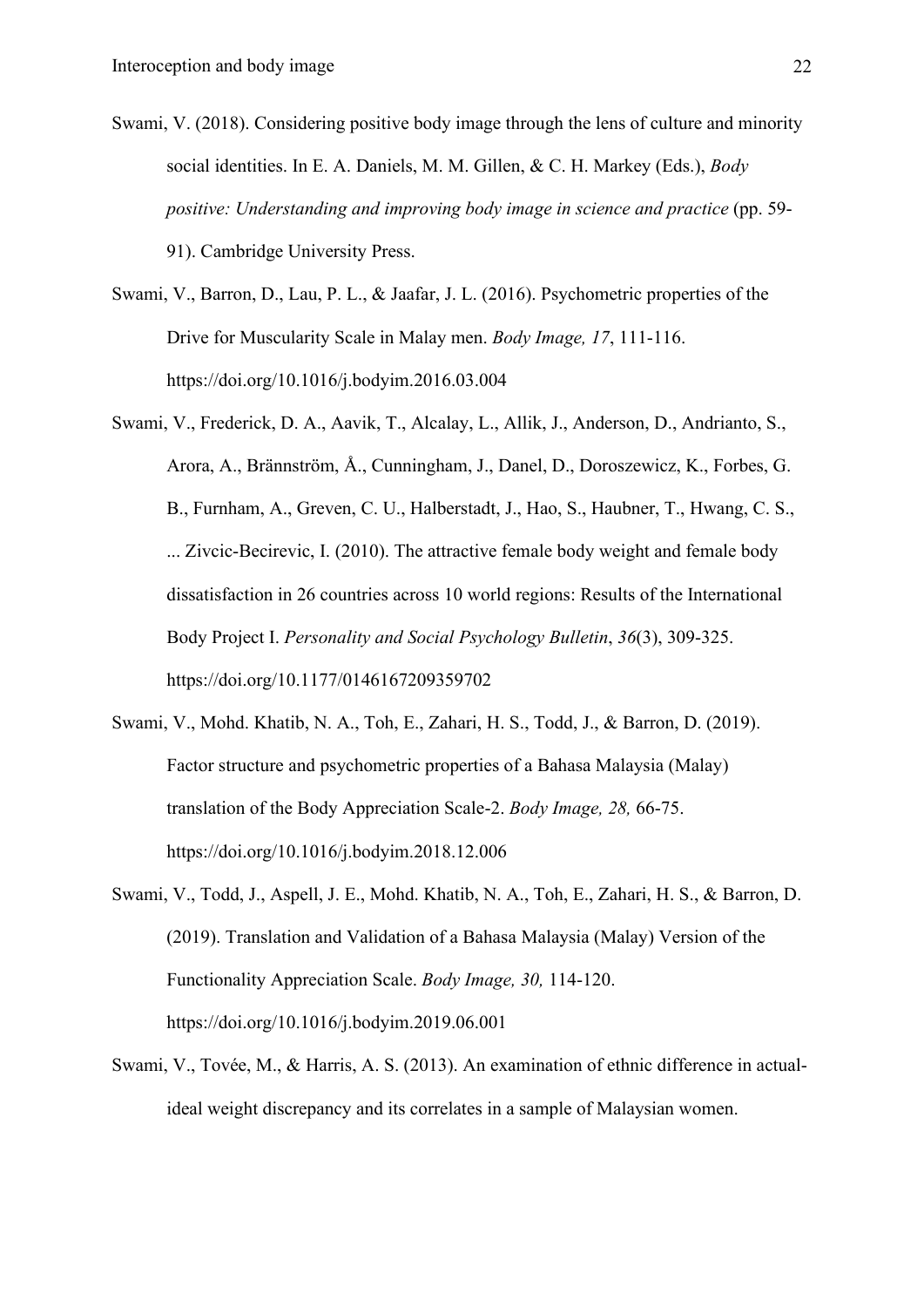Swami, V. (2018). Considering positive body image through the lens of culture and minority social identities. In E. A. Daniels, M. M. Gillen, & C. H. Markey (Eds.), *Body positive: Understanding and improving body image in science and practice* (pp. 59-91). Cambridge University Press.

Swami, V., Barron, D., Lau, P. L., & Jaafar, J. L. (2016). Psychometric properties of the Drive for Muscularity Scale in Malay men. *Body Image, 17*, 111-116. https://doi.org/10.1016/j.bodyim.2016.03.004

Swami, V., Frederick, D. A., Aavik, T., Alcalay, L., Allik, J., Anderson, D., Andrianto, S., Arora, A., Brännström, Å., Cunningham, J., Danel, D., Doroszewicz, K., Forbes, G. B., Furnham, A., Greven, C. U., Halberstadt, J., Hao, S., Haubner, T., Hwang, C. S., ... Zivcic-Becirevic, I. (2010). The attractive female body weight and female body dissatisfaction in 26 countries across 10 world regions: Results of the International Body Project I. *Personality and Social Psychology Bulletin*, *36*(3), 309-325. https://doi.org/10.1177/0146167209359702

Swami, V., Mohd. Khatib, N. A., Toh, E., Zahari, H. S., Todd, J., & Barron, D. (2019). Factor structure and psychometric properties of a Bahasa Malaysia (Malay) translation of the Body Appreciation Scale-2. *Body Image, 28,* 66-75. https://doi.org/10.1016/j.bodyim.2018.12.006

Swami, V., Todd, J., Aspell, J. E., Mohd. Khatib, N. A., Toh, E., Zahari, H. S., & Barron, D. (2019). Translation and Validation of a Bahasa Malaysia (Malay) Version of the Functionality Appreciation Scale. *Body Image, 30,* 114-120. https://doi.org/10.1016/j.bodyim.2019.06.001

Swami, V., Tovée, M., & Harris, A. S. (2013). An examination of ethnic difference in actual-ideal weight discrepancy and its correlates in a sample of Malaysian women.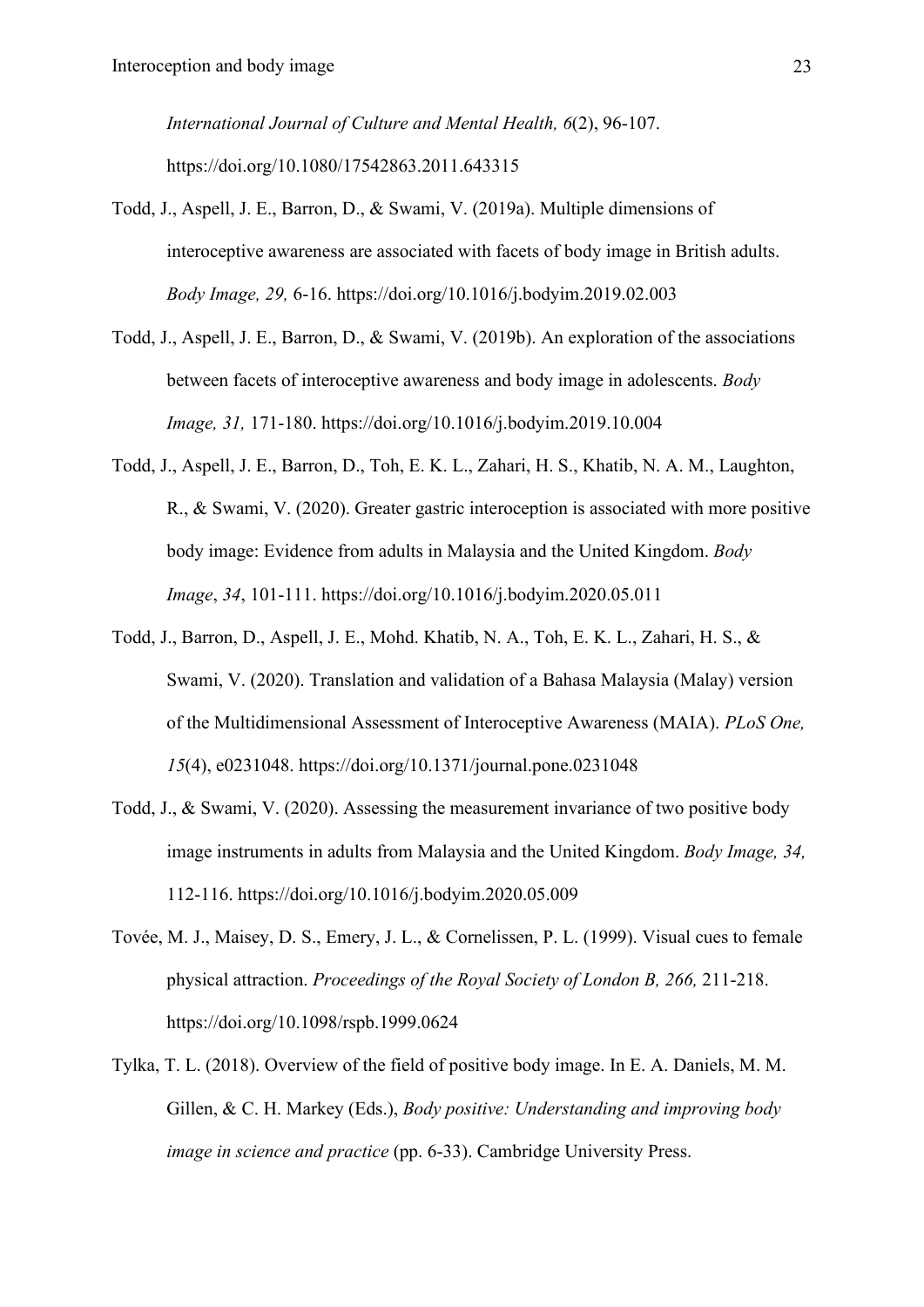*International Journal of Culture and Mental Health, 6*(2), 96-107. https://doi.org/10.1080/17542863.2011.643315

Todd, J., Aspell, J. E., Barron, D., & Swami, V. (2019a). Multiple dimensions of interoceptive awareness are associated with facets of body image in British adults. *Body Image, 29,* 6-16. https://doi.org/10.1016/j.bodyim.2019.02.003

Todd, J., Aspell, J. E., Barron, D., & Swami, V. (2019b). An exploration of the associations between facets of interoceptive awareness and body image in adolescents. *Body Image, 31,* 171-180. https://doi.org/10.1016/j.bodyim.2019.10.004

Todd, J., Aspell, J. E., Barron, D., Toh, E. K. L., Zahari, H. S., Khatib, N. A. M., Laughton, R., & Swami, V. (2020). Greater gastric interoception is associated with more positive body image: Evidence from adults in Malaysia and the United Kingdom. *Body Image*, *34*, 101-111. https://doi.org/10.1016/j.bodyim.2020.05.011

Todd, J., Barron, D., Aspell, J. E., Mohd. Khatib, N. A., Toh, E. K. L., Zahari, H. S., & Swami, V. (2020). Translation and validation of a Bahasa Malaysia (Malay) version of the Multidimensional Assessment of Interoceptive Awareness (MAIA). *PLoS One, 15*(4), e0231048. https://doi.org/10.1371/journal.pone.0231048

Todd, J., & Swami, V. (2020). Assessing the measurement invariance of two positive body image instruments in adults from Malaysia and the United Kingdom. *Body Image, 34,* 112-116. https://doi.org/10.1016/j.bodyim.2020.05.009

Tovée, M. J., Maisey, D. S., Emery, J. L., & Cornelissen, P. L. (1999). Visual cues to female physical attraction. *Proceedings of the Royal Society of London B, 266,* 211-218. https://doi.org/10.1098/rspb.1999.0624

Tylka, T. L. (2018). Overview of the field of positive body image. In E. A. Daniels, M. M. Gillen, & C. H. Markey (Eds.), *Body positive: Understanding and improving body image in science and practice* (pp. 6-33). Cambridge University Press.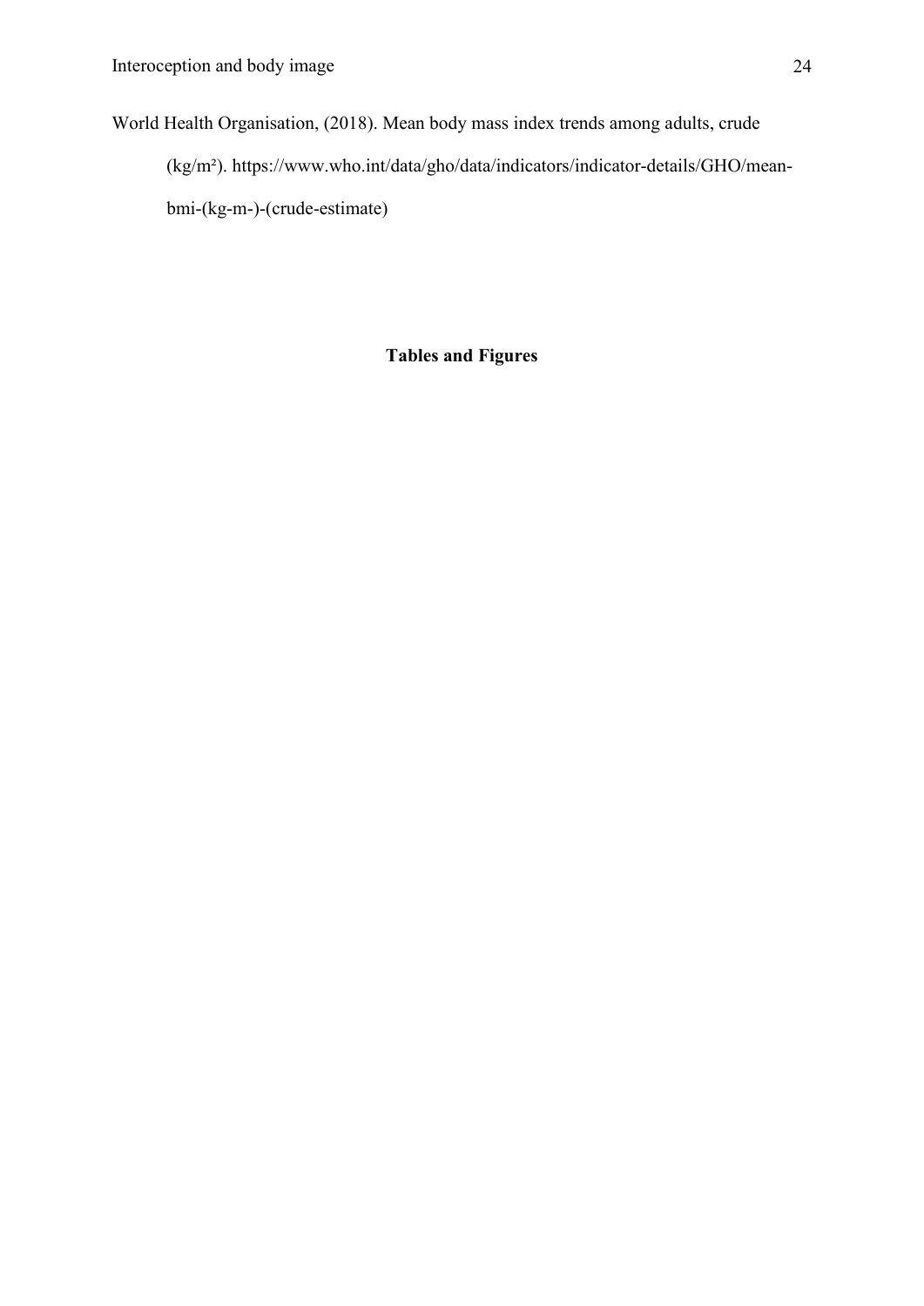World Health Organisation, (2018). Mean body mass index trends among adults, crude (kg/m²). https://www.who.int/data/gho/data/indicators/indicator-details/GHO/mean-bmi-(kg-m-)-(crude-estimate)

**Tables and Figures**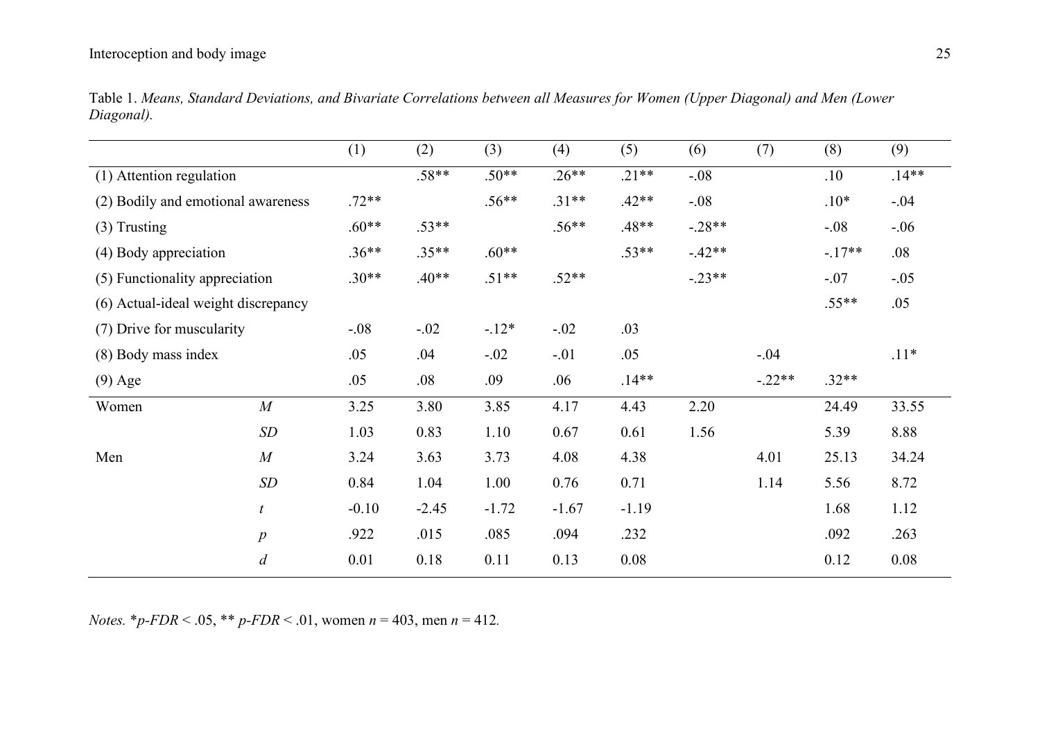Table 1. *Means, Standard Deviations, and Bivariate Correlations between all Measures for Women (Upper Diagonal) and Men (Lower Diagonal).*

| | | (1) | (2) | (3) | (4) | (5) | (6) | (7) | (8) | (9) |
|---|---|---|---|---|---|---|---|---|---|---|
| (1) Attention regulation | | | .58** | .50** | .26** | .21** | -.08 | | .10 | .14** |
| (2) Bodily and emotional awareness | | .72** | | .56** | .31** | .42** | -.08 | | .10* | -.04 |
| (3) Trusting | | .60** | .53** | | .56** | .48** | -.28** | | -.08 | -.06 |
| (4) Body appreciation | | .36** | .35** | .60** | | .53** | -.42** | | -.17** | .08 |
| (5) Functionality appreciation | | .30** | .40** | .51** | .52** | | -.23** | | -.07 | -.05 |
| (6) Actual-ideal weight discrepancy | | | | | | | | | .55** | .05 |
| (7) Drive for muscularity | | -.08 | -.02 | -.12* | -.02 | .03 | | | | |
| (8) Body mass index | | .05 | .04 | -.02 | -.01 | .05 | | -.04 | | .11* |
| (9) Age | | .05 | .08 | .09 | .06 | .14** | | -.22** | .32** | |
| Women | *M* | 3.25 | 3.80 | 3.85 | 4.17 | 4.43 | 2.20 | | 24.49 | 33.55 |
| | *SD* | 1.03 | 0.83 | 1.10 | 0.67 | 0.61 | 1.56 | | 5.39 | 8.88 |
| Men | *M* | 3.24 | 3.63 | 3.73 | 4.08 | 4.38 | | 4.01 | 25.13 | 34.24 |
| | *SD* | 0.84 | 1.04 | 1.00 | 0.76 | 0.71 | | 1.14 | 5.56 | 8.72 |
| | *t* | -0.10 | -2.45 | -1.72 | -1.67 | -1.19 | | | 1.68 | 1.12 |
| | *p* | .922 | .015 | .085 | .094 | .232 | | | .092 | .263 |
| | *d* | 0.01 | 0.18 | 0.11 | 0.13 | 0.08 | | | 0.12 | 0.08 |

*Notes.* \**p-FDR* < .05, \*\* *p-FDR* < .01, women *n* = 403, men *n* = 412.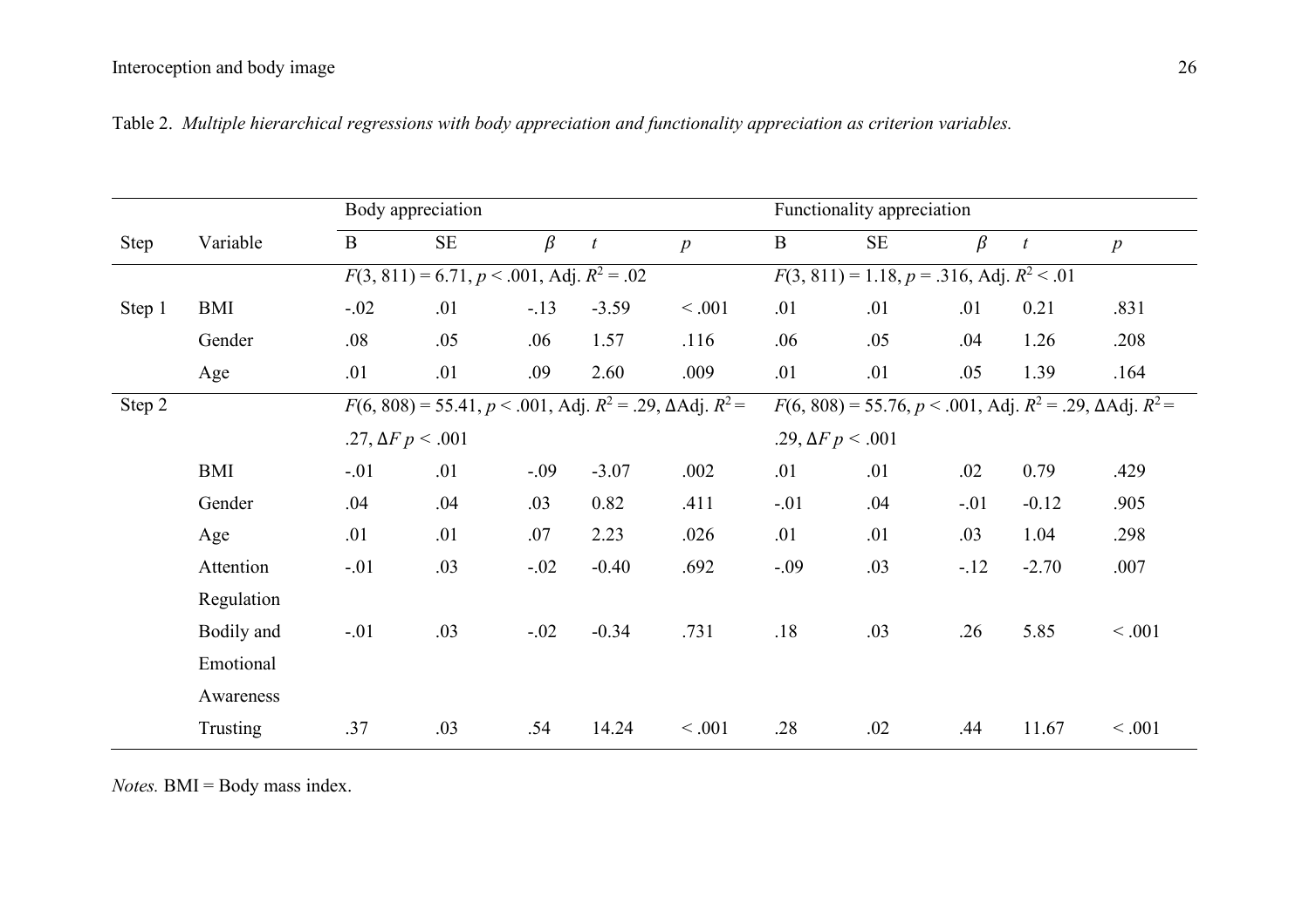Table 2. *Multiple hierarchical regressions with body appreciation and functionality appreciation as criterion variables.*

| Step | Variable | Body appreciation | | | | | Functionality appreciation | | | | |
|---|---|---|---|---|---|---|---|---|---|---|---|
| | | B | SE | $\beta$ | $t$ | $p$ | B | SE | $\beta$ | $t$ | $p$ |
| | | $F(3, 811) = 6.71$, $p < .001$, Adj. $R^2 = .02$ | | | | | $F(3, 811) = 1.18$, $p = .316$, Adj. $R^2 < .01$ | | | | |
| Step 1 | BMI | -.02 | .01 | -.13 | -3.59 | < .001 | .01 | .01 | .01 | 0.21 | .831 |
| | Gender | .08 | .05 | .06 | 1.57 | .116 | .06 | .05 | .04 | 1.26 | .208 |
| | Age | .01 | .01 | .09 | 2.60 | .009 | .01 | .01 | .05 | 1.39 | .164 |
| Step 2 | | $F(6, 808) = 55.41$, $p < .001$, Adj. $R^2 = .29$, $\Delta$Adj. $R^2 = .27$, $\Delta F$ $p < .001$ | | | | | $F(6, 808) = 55.76$, $p < .001$, Adj. $R^2 = .29$, $\Delta$Adj. $R^2 = .29$, $\Delta F$ $p < .001$ | | | | |
| | BMI | -.01 | .01 | -.09 | -3.07 | .002 | .01 | .01 | .02 | 0.79 | .429 |
| | Gender | .04 | .04 | .03 | 0.82 | .411 | -.01 | .04 | -.01 | -0.12 | .905 |
| | Age | .01 | .01 | .07 | 2.23 | .026 | .01 | .01 | .03 | 1.04 | .298 |
| | Attention Regulation | -.01 | .03 | -.02 | -0.40 | .692 | -.09 | .03 | -.12 | -2.70 | .007 |
| | Bodily and Emotional Awareness | -.01 | .03 | -.02 | -0.34 | .731 | .18 | .03 | .26 | 5.85 | < .001 |
| | Trusting | .37 | .03 | .54 | 14.24 | < .001 | .28 | .02 | .44 | 11.67 | < .001 |

*Notes.* BMI = Body mass index.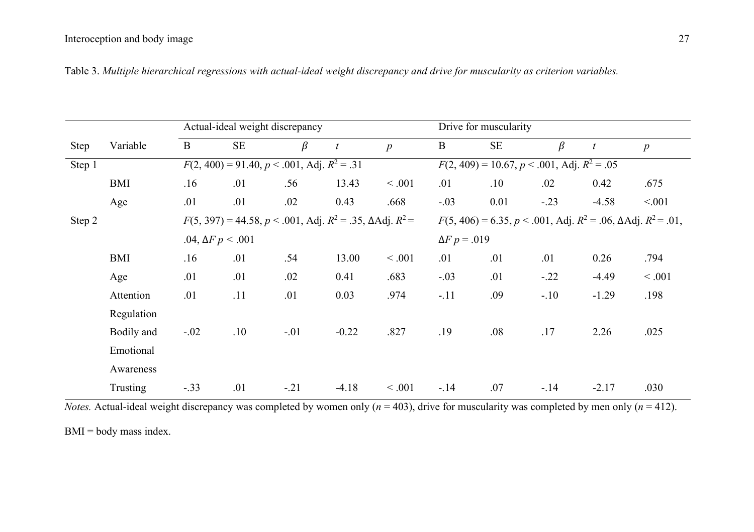Table 3. *Multiple hierarchical regressions with actual-ideal weight discrepancy and drive for muscularity as criterion variables.*

| | | Actual-ideal weight discrepancy | | | | | Drive for muscularity | | | | |
|---|---|---|---|---|---|---|---|---|---|---|---|
| Step | Variable | B | SE | $\beta$ | $t$ | $p$ | B | SE | $\beta$ | $t$ | $p$ |
| Step 1 | | $F(2, 400) = 91.40$, $p < .001$, Adj. $R^2 = .31$ | | | | | $F(2, 409) = 10.67$, $p < .001$, Adj. $R^2 = .05$ | | | | |
| | BMI | .16 | .01 | .56 | 13.43 | < .001 | .01 | .10 | .02 | 0.42 | .675 |
| | Age | .01 | .01 | .02 | 0.43 | .668 | -.03 | 0.01 | -.23 | -4.58 | <.001 |
| Step 2 | | $F(5, 397) = 44.58$, $p < .001$, Adj. $R^2 = .35$, $\Delta$Adj. $R^2 = .04$, $\Delta F$ $p < .001$ | | | | | $F(5, 406) = 6.35$, $p < .001$, Adj. $R^2 = .06$, $\Delta$Adj. $R^2 = .01$, $\Delta F$ $p = .019$ | | | | |
| | BMI | .16 | .01 | .54 | 13.00 | < .001 | .01 | .01 | .01 | 0.26 | .794 |
| | Age | .01 | .01 | .02 | 0.41 | .683 | -.03 | .01 | -.22 | -4.49 | < .001 |
| | Attention Regulation | .01 | .11 | .01 | 0.03 | .974 | -.11 | .09 | -.10 | -1.29 | .198 |
| | Bodily and Emotional Awareness | -.02 | .10 | -.01 | -0.22 | .827 | .19 | .08 | .17 | 2.26 | .025 |
| | Trusting | -.33 | .01 | -.21 | -4.18 | < .001 | -.14 | .07 | -.14 | -2.17 | .030 |

*Notes.* Actual-ideal weight discrepancy was completed by women only ($n = 403$), drive for muscularity was completed by men only ($n = 412$).

BMI = body mass index.